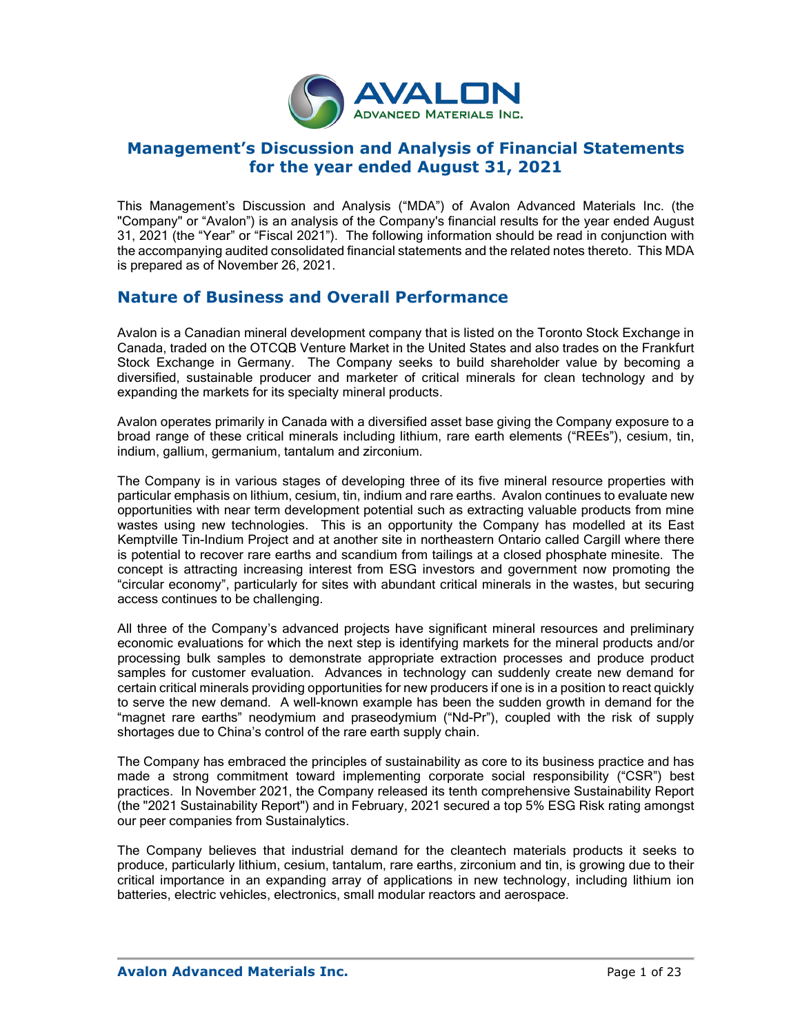# Management's Discussion and Analysis of Financial Statements for the year ended August 31, 2021

This Management's Discussion and Analysis ("MDA") of Avalon Advanced Materials Inc. (the "Company" or "Avalon") is an analysis of the Company's financial results for the year ended August 31, 2021 (the "Year" or "Fiscal 2021"). The following information should be read in conjunction with the accompanying audited consolidated financial statements and the related notes thereto. This MDA is prepared as of November 26, 2021.

## Nature of Business and Overall Performance

Avalon is a Canadian mineral development company that is listed on the Toronto Stock Exchange in Canada, traded on the OTCQB Venture Market in the United States and also trades on the Frankfurt Stock Exchange in Germany. The Company seeks to build shareholder value by becoming a diversified, sustainable producer and marketer of critical minerals for clean technology and by expanding the markets for its specialty mineral products.

Avalon operates primarily in Canada with a diversified asset base giving the Company exposure to a broad range of these critical minerals including lithium, rare earth elements ("REEs"), cesium, tin, indium, gallium, germanium, tantalum and zirconium.

The Company is in various stages of developing three of its five mineral resource properties with particular emphasis on lithium, cesium, tin, indium and rare earths. Avalon continues to evaluate new opportunities with near term development potential such as extracting valuable products from mine wastes using new technologies. This is an opportunity the Company has modelled at its East Kemptville Tin-Indium Project and at another site in northeastern Ontario called Cargill where there is potential to recover rare earths and scandium from tailings at a closed phosphate minesite. The concept is attracting increasing interest from ESG investors and government now promoting the "circular economy", particularly for sites with abundant critical minerals in the wastes, but securing access continues to be challenging.

All three of the Company's advanced projects have significant mineral resources and preliminary economic evaluations for which the next step is identifying markets for the mineral products and/or processing bulk samples to demonstrate appropriate extraction processes and produce product samples for customer evaluation. Advances in technology can suddenly create new demand for certain critical minerals providing opportunities for new producers if one is in a position to react quickly to serve the new demand. A well-known example has been the sudden growth in demand for the "magnet rare earths" neodymium and praseodymium ("Nd-Pr"), coupled with the risk of supply shortages due to China's control of the rare earth supply chain.

The Company has embraced the principles of sustainability as core to its business practice and has made a strong commitment toward implementing corporate social responsibility ("CSR") best practices. In November 2021, the Company released its tenth comprehensive Sustainability Report (the "2021 Sustainability Report") and in February, 2021 secured a top 5% ESG Risk rating amongst our peer companies from Sustainalytics.

The Company believes that industrial demand for the cleantech materials products it seeks to produce, particularly lithium, cesium, tantalum, rare earths, zirconium and tin, is growing due to their critical importance in an expanding array of applications in new technology, including lithium ion batteries, electric vehicles, electronics, small modular reactors and aerospace.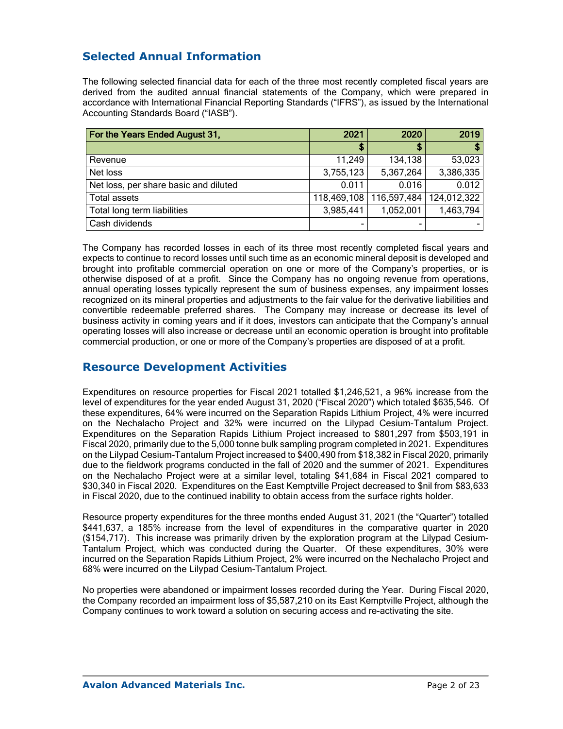## Selected Annual Information

The following selected financial data for each of the three most recently completed fiscal years are derived from the audited annual financial statements of the Company, which were prepared in accordance with International Financial Reporting Standards ("IFRS"), as issued by the International Accounting Standards Board ("IASB").

| For the Years Ended August 31, | 2021 | 2020 | 2019 |
|---|---|---|---|
| | $ | $ | $ |
| Revenue | 11,249 | 134,138 | 53,023 |
| Net loss | 3,755,123 | 5,367,264 | 3,386,335 |
| Net loss, per share basic and diluted | 0.011 | 0.016 | 0.012 |
| Total assets | 118,469,108 | 116,597,484 | 124,012,322 |
| Total long term liabilities | 3,985,441 | 1,052,001 | 1,463,794 |
| Cash dividends | - | - | - |

The Company has recorded losses in each of its three most recently completed fiscal years and expects to continue to record losses until such time as an economic mineral deposit is developed and brought into profitable commercial operation on one or more of the Company's properties, or is otherwise disposed of at a profit. Since the Company has no ongoing revenue from operations, annual operating losses typically represent the sum of business expenses, any impairment losses recognized on its mineral properties and adjustments to the fair value for the derivative liabilities and convertible redeemable preferred shares. The Company may increase or decrease its level of business activity in coming years and if it does, investors can anticipate that the Company's annual operating losses will also increase or decrease until an economic operation is brought into profitable commercial production, or one or more of the Company's properties are disposed of at a profit.

## Resource Development Activities

Expenditures on resource properties for Fiscal 2021 totalled $1,246,521, a 96% increase from the level of expenditures for the year ended August 31, 2020 ("Fiscal 2020") which totaled $635,546. Of these expenditures, 64% were incurred on the Separation Rapids Lithium Project, 4% were incurred on the Nechalacho Project and 32% were incurred on the Lilypad Cesium-Tantalum Project. Expenditures on the Separation Rapids Lithium Project increased to $801,297 from $503,191 in Fiscal 2020, primarily due to the 5,000 tonne bulk sampling program completed in 2021. Expenditures on the Lilypad Cesium-Tantalum Project increased to $400,490 from $18,382 in Fiscal 2020, primarily due to the fieldwork programs conducted in the fall of 2020 and the summer of 2021. Expenditures on the Nechalacho Project were at a similar level, totaling $41,684 in Fiscal 2021 compared to $30,340 in Fiscal 2020. Expenditures on the East Kemptville Project decreased to $nil from $83,633 in Fiscal 2020, due to the continued inability to obtain access from the surface rights holder.

Resource property expenditures for the three months ended August 31, 2021 (the "Quarter") totalled $441,637, a 185% increase from the level of expenditures in the comparative quarter in 2020 ($154,717). This increase was primarily driven by the exploration program at the Lilypad Cesium-Tantalum Project, which was conducted during the Quarter. Of these expenditures, 30% were incurred on the Separation Rapids Lithium Project, 2% were incurred on the Nechalacho Project and 68% were incurred on the Lilypad Cesium-Tantalum Project.

No properties were abandoned or impairment losses recorded during the Year. During Fiscal 2020, the Company recorded an impairment loss of $5,587,210 on its East Kemptville Project, although the Company continues to work toward a solution on securing access and re-activating the site.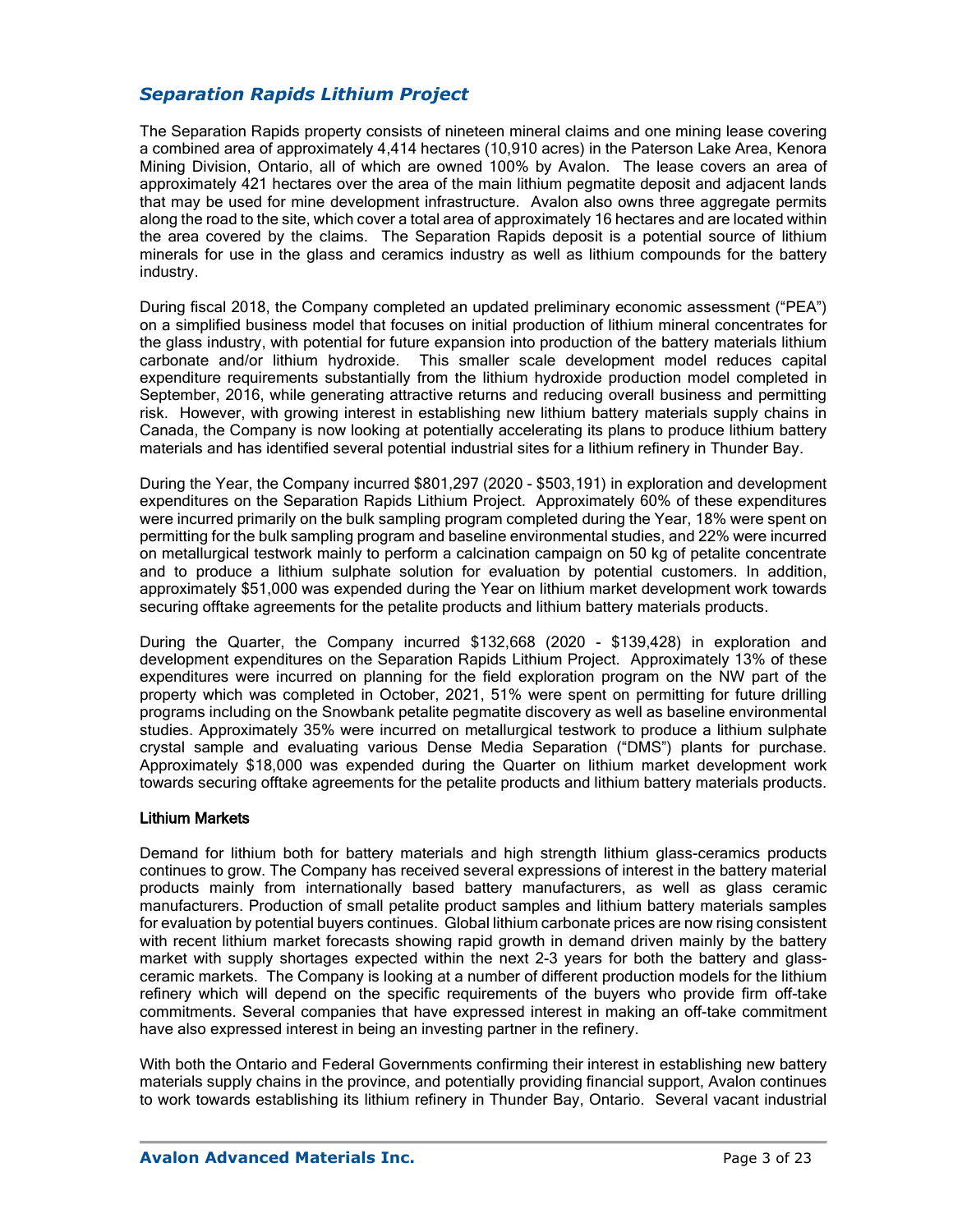## *Separation Rapids Lithium Project*

The Separation Rapids property consists of nineteen mineral claims and one mining lease covering a combined area of approximately 4,414 hectares (10,910 acres) in the Paterson Lake Area, Kenora Mining Division, Ontario, all of which are owned 100% by Avalon. The lease covers an area of approximately 421 hectares over the area of the main lithium pegmatite deposit and adjacent lands that may be used for mine development infrastructure. Avalon also owns three aggregate permits along the road to the site, which cover a total area of approximately 16 hectares and are located within the area covered by the claims. The Separation Rapids deposit is a potential source of lithium minerals for use in the glass and ceramics industry as well as lithium compounds for the battery industry.

During fiscal 2018, the Company completed an updated preliminary economic assessment ("PEA") on a simplified business model that focuses on initial production of lithium mineral concentrates for the glass industry, with potential for future expansion into production of the battery materials lithium carbonate and/or lithium hydroxide. This smaller scale development model reduces capital expenditure requirements substantially from the lithium hydroxide production model completed in September, 2016, while generating attractive returns and reducing overall business and permitting risk. However, with growing interest in establishing new lithium battery materials supply chains in Canada, the Company is now looking at potentially accelerating its plans to produce lithium battery materials and has identified several potential industrial sites for a lithium refinery in Thunder Bay.

During the Year, the Company incurred $801,297 (2020 - $503,191) in exploration and development expenditures on the Separation Rapids Lithium Project. Approximately 60% of these expenditures were incurred primarily on the bulk sampling program completed during the Year, 18% were spent on permitting for the bulk sampling program and baseline environmental studies, and 22% were incurred on metallurgical testwork mainly to perform a calcination campaign on 50 kg of petalite concentrate and to produce a lithium sulphate solution for evaluation by potential customers. In addition, approximately $51,000 was expended during the Year on lithium market development work towards securing offtake agreements for the petalite products and lithium battery materials products.

During the Quarter, the Company incurred $132,668 (2020 - $139,428) in exploration and development expenditures on the Separation Rapids Lithium Project. Approximately 13% of these expenditures were incurred on planning for the field exploration program on the NW part of the property which was completed in October, 2021, 51% were spent on permitting for future drilling programs including on the Snowbank petalite pegmatite discovery as well as baseline environmental studies. Approximately 35% were incurred on metallurgical testwork to produce a lithium sulphate crystal sample and evaluating various Dense Media Separation ("DMS") plants for purchase. Approximately $18,000 was expended during the Quarter on lithium market development work towards securing offtake agreements for the petalite products and lithium battery materials products.

### Lithium Markets

Demand for lithium both for battery materials and high strength lithium glass-ceramics products continues to grow. The Company has received several expressions of interest in the battery material products mainly from internationally based battery manufacturers, as well as glass ceramic manufacturers. Production of small petalite product samples and lithium battery materials samples for evaluation by potential buyers continues. Global lithium carbonate prices are now rising consistent with recent lithium market forecasts showing rapid growth in demand driven mainly by the battery market with supply shortages expected within the next 2-3 years for both the battery and glass-ceramic markets. The Company is looking at a number of different production models for the lithium refinery which will depend on the specific requirements of the buyers who provide firm off-take commitments. Several companies that have expressed interest in making an off-take commitment have also expressed interest in being an investing partner in the refinery.

With both the Ontario and Federal Governments confirming their interest in establishing new battery materials supply chains in the province, and potentially providing financial support, Avalon continues to work towards establishing its lithium refinery in Thunder Bay, Ontario. Several vacant industrial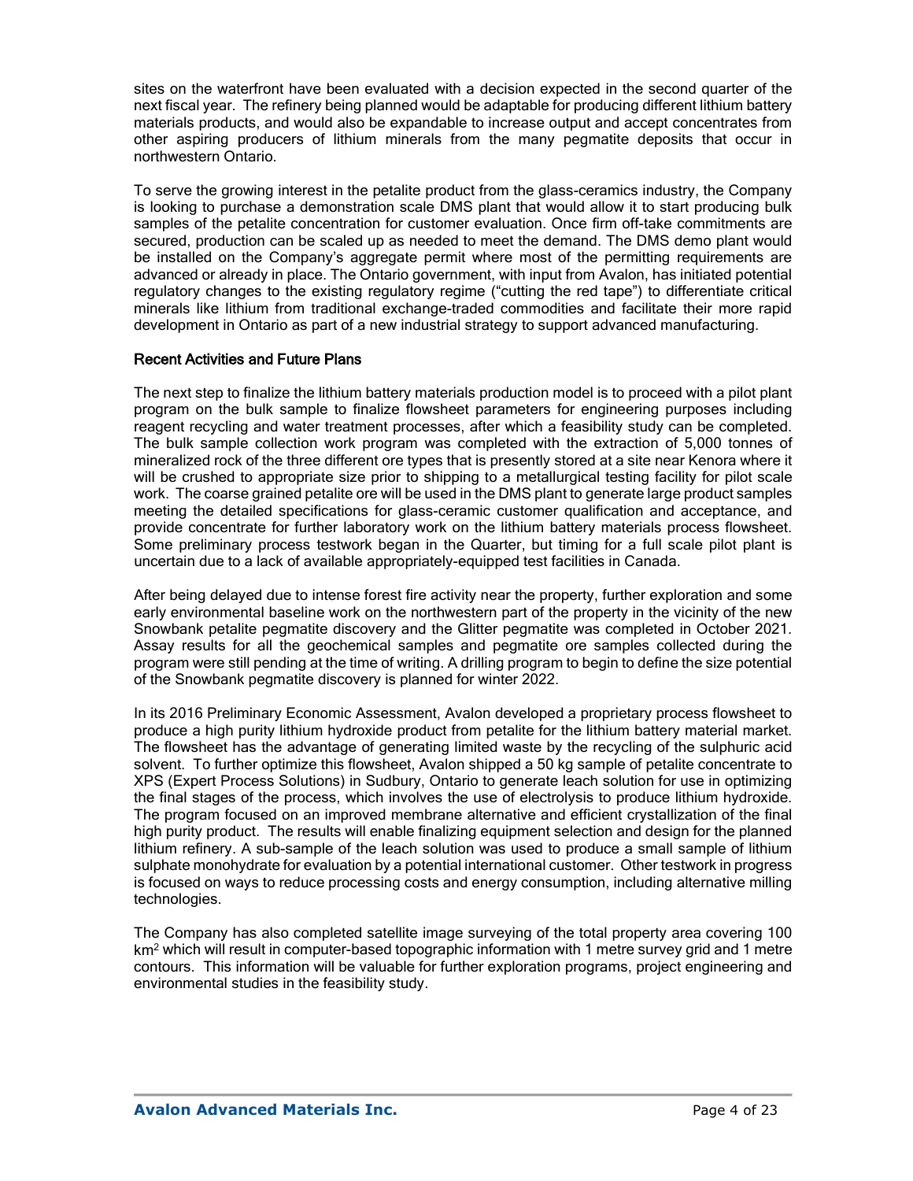sites on the waterfront have been evaluated with a decision expected in the second quarter of the next fiscal year. The refinery being planned would be adaptable for producing different lithium battery materials products, and would also be expandable to increase output and accept concentrates from other aspiring producers of lithium minerals from the many pegmatite deposits that occur in northwestern Ontario.

To serve the growing interest in the petalite product from the glass-ceramics industry, the Company is looking to purchase a demonstration scale DMS plant that would allow it to start producing bulk samples of the petalite concentration for customer evaluation. Once firm off-take commitments are secured, production can be scaled up as needed to meet the demand. The DMS demo plant would be installed on the Company's aggregate permit where most of the permitting requirements are advanced or already in place. The Ontario government, with input from Avalon, has initiated potential regulatory changes to the existing regulatory regime ("cutting the red tape") to differentiate critical minerals like lithium from traditional exchange-traded commodities and facilitate their more rapid development in Ontario as part of a new industrial strategy to support advanced manufacturing.

## Recent Activities and Future Plans

The next step to finalize the lithium battery materials production model is to proceed with a pilot plant program on the bulk sample to finalize flowsheet parameters for engineering purposes including reagent recycling and water treatment processes, after which a feasibility study can be completed. The bulk sample collection work program was completed with the extraction of 5,000 tonnes of mineralized rock of the three different ore types that is presently stored at a site near Kenora where it will be crushed to appropriate size prior to shipping to a metallurgical testing facility for pilot scale work. The coarse grained petalite ore will be used in the DMS plant to generate large product samples meeting the detailed specifications for glass-ceramic customer qualification and acceptance, and provide concentrate for further laboratory work on the lithium battery materials process flowsheet. Some preliminary process testwork began in the Quarter, but timing for a full scale pilot plant is uncertain due to a lack of available appropriately-equipped test facilities in Canada.

After being delayed due to intense forest fire activity near the property, further exploration and some early environmental baseline work on the northwestern part of the property in the vicinity of the new Snowbank petalite pegmatite discovery and the Glitter pegmatite was completed in October 2021. Assay results for all the geochemical samples and pegmatite ore samples collected during the program were still pending at the time of writing. A drilling program to begin to define the size potential of the Snowbank pegmatite discovery is planned for winter 2022.

In its 2016 Preliminary Economic Assessment, Avalon developed a proprietary process flowsheet to produce a high purity lithium hydroxide product from petalite for the lithium battery material market. The flowsheet has the advantage of generating limited waste by the recycling of the sulphuric acid solvent. To further optimize this flowsheet, Avalon shipped a 50 kg sample of petalite concentrate to XPS (Expert Process Solutions) in Sudbury, Ontario to generate leach solution for use in optimizing the final stages of the process, which involves the use of electrolysis to produce lithium hydroxide. The program focused on an improved membrane alternative and efficient crystallization of the final high purity product. The results will enable finalizing equipment selection and design for the planned lithium refinery. A sub-sample of the leach solution was used to produce a small sample of lithium sulphate monohydrate for evaluation by a potential international customer. Other testwork in progress is focused on ways to reduce processing costs and energy consumption, including alternative milling technologies.

The Company has also completed satellite image surveying of the total property area covering 100 $km^2$ which will result in computer-based topographic information with 1 metre survey grid and 1 metre contours. This information will be valuable for further exploration programs, project engineering and environmental studies in the feasibility study.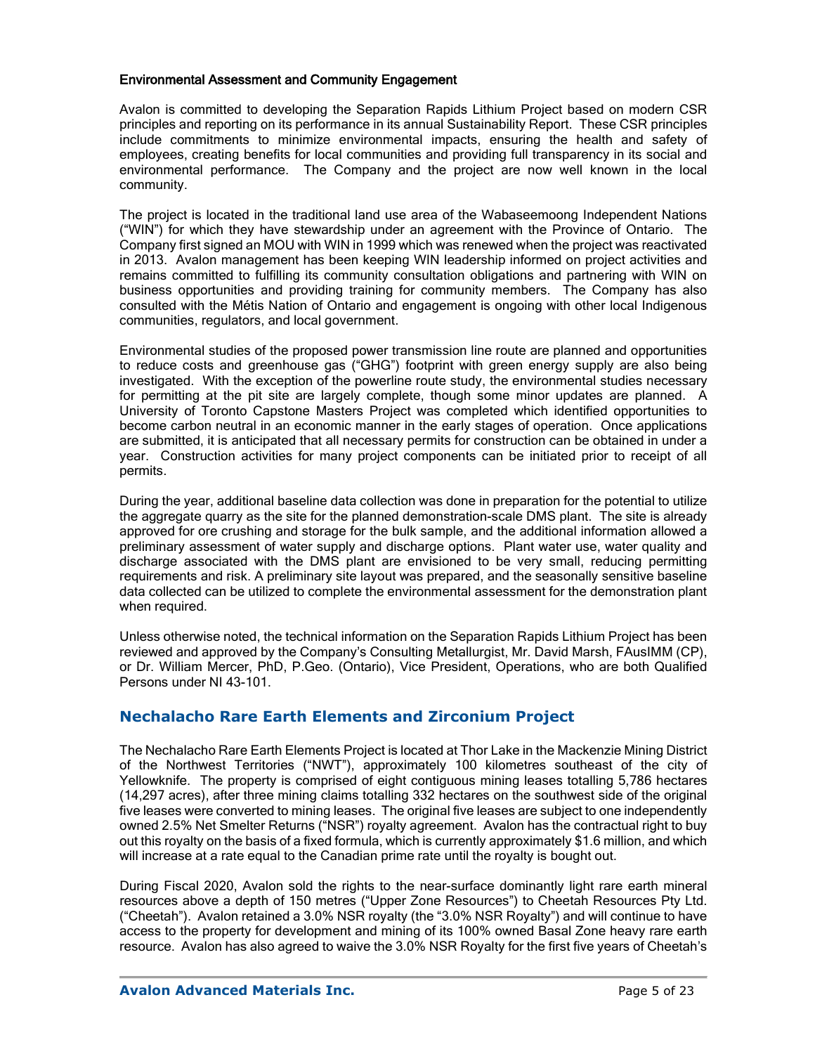#### Environmental Assessment and Community Engagement

Avalon is committed to developing the Separation Rapids Lithium Project based on modern CSR principles and reporting on its performance in its annual Sustainability Report. These CSR principles include commitments to minimize environmental impacts, ensuring the health and safety of employees, creating benefits for local communities and providing full transparency in its social and environmental performance. The Company and the project are now well known in the local community.

The project is located in the traditional land use area of the Wabaseemoong Independent Nations ("WIN") for which they have stewardship under an agreement with the Province of Ontario. The Company first signed an MOU with WIN in 1999 which was renewed when the project was reactivated in 2013. Avalon management has been keeping WIN leadership informed on project activities and remains committed to fulfilling its community consultation obligations and partnering with WIN on business opportunities and providing training for community members. The Company has also consulted with the Métis Nation of Ontario and engagement is ongoing with other local Indigenous communities, regulators, and local government.

Environmental studies of the proposed power transmission line route are planned and opportunities to reduce costs and greenhouse gas ("GHG") footprint with green energy supply are also being investigated. With the exception of the powerline route study, the environmental studies necessary for permitting at the pit site are largely complete, though some minor updates are planned. A University of Toronto Capstone Masters Project was completed which identified opportunities to become carbon neutral in an economic manner in the early stages of operation. Once applications are submitted, it is anticipated that all necessary permits for construction can be obtained in under a year. Construction activities for many project components can be initiated prior to receipt of all permits.

During the year, additional baseline data collection was done in preparation for the potential to utilize the aggregate quarry as the site for the planned demonstration-scale DMS plant. The site is already approved for ore crushing and storage for the bulk sample, and the additional information allowed a preliminary assessment of water supply and discharge options. Plant water use, water quality and discharge associated with the DMS plant are envisioned to be very small, reducing permitting requirements and risk. A preliminary site layout was prepared, and the seasonally sensitive baseline data collected can be utilized to complete the environmental assessment for the demonstration plant when required.

Unless otherwise noted, the technical information on the Separation Rapids Lithium Project has been reviewed and approved by the Company's Consulting Metallurgist, Mr. David Marsh, FAusIMM (CP), or Dr. William Mercer, PhD, P.Geo. (Ontario), Vice President, Operations, who are both Qualified Persons under NI 43-101.

## Nechalacho Rare Earth Elements and Zirconium Project

The Nechalacho Rare Earth Elements Project is located at Thor Lake in the Mackenzie Mining District of the Northwest Territories ("NWT"), approximately 100 kilometres southeast of the city of Yellowknife. The property is comprised of eight contiguous mining leases totalling 5,786 hectares (14,297 acres), after three mining claims totalling 332 hectares on the southwest side of the original five leases were converted to mining leases. The original five leases are subject to one independently owned 2.5% Net Smelter Returns ("NSR") royalty agreement. Avalon has the contractual right to buy out this royalty on the basis of a fixed formula, which is currently approximately $1.6 million, and which will increase at a rate equal to the Canadian prime rate until the royalty is bought out.

During Fiscal 2020, Avalon sold the rights to the near-surface dominantly light rare earth mineral resources above a depth of 150 metres ("Upper Zone Resources") to Cheetah Resources Pty Ltd. ("Cheetah"). Avalon retained a 3.0% NSR royalty (the "3.0% NSR Royalty") and will continue to have access to the property for development and mining of its 100% owned Basal Zone heavy rare earth resource. Avalon has also agreed to waive the 3.0% NSR Royalty for the first five years of Cheetah's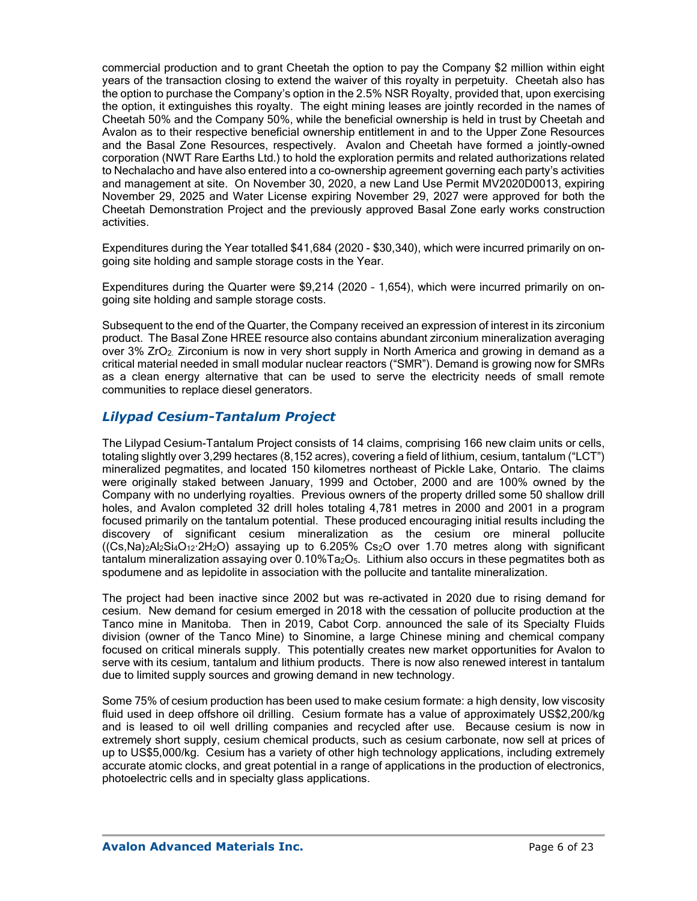commercial production and to grant Cheetah the option to pay the Company $2 million within eight years of the transaction closing to extend the waiver of this royalty in perpetuity. Cheetah also has the option to purchase the Company's option in the 2.5% NSR Royalty, provided that, upon exercising the option, it extinguishes this royalty. The eight mining leases are jointly recorded in the names of Cheetah 50% and the Company 50%, while the beneficial ownership is held in trust by Cheetah and Avalon as to their respective beneficial ownership entitlement in and to the Upper Zone Resources and the Basal Zone Resources, respectively. Avalon and Cheetah have formed a jointly-owned corporation (NWT Rare Earths Ltd.) to hold the exploration permits and related authorizations related to Nechalacho and have also entered into a co-ownership agreement governing each party's activities and management at site. On November 30, 2020, a new Land Use Permit MV2020D0013, expiring November 29, 2025 and Water License expiring November 29, 2027 were approved for both the Cheetah Demonstration Project and the previously approved Basal Zone early works construction activities.

Expenditures during the Year totalled $41,684 (2020 - $30,340), which were incurred primarily on on-going site holding and sample storage costs in the Year.

Expenditures during the Quarter were $9,214 (2020 – 1,654), which were incurred primarily on on-going site holding and sample storage costs.

Subsequent to the end of the Quarter, the Company received an expression of interest in its zirconium product. The Basal Zone HREE resource also contains abundant zirconium mineralization averaging over 3% $ZrO_2$. Zirconium is now in very short supply in North America and growing in demand as a critical material needed in small modular nuclear reactors ("SMR"). Demand is growing now for SMRs as a clean energy alternative that can be used to serve the electricity needs of small remote communities to replace diesel generators.

## *Lilypad Cesium-Tantalum Project*

The Lilypad Cesium-Tantalum Project consists of 14 claims, comprising 166 new claim units or cells, totaling slightly over 3,299 hectares (8,152 acres), covering a field of lithium, cesium, tantalum ("LCT") mineralized pegmatites, and located 150 kilometres northeast of Pickle Lake, Ontario. The claims were originally staked between January, 1999 and October, 2000 and are 100% owned by the Company with no underlying royalties. Previous owners of the property drilled some 50 shallow drill holes, and Avalon completed 32 drill holes totaling 4,781 metres in 2000 and 2001 in a program focused primarily on the tantalum potential. These produced encouraging initial results including the discovery of significant cesium mineralization as the cesium ore mineral pollucite ($(Cs,Na)_2Al_2Si_4O_{12}\cdot 2H_2O$) assaying up to 6.205% $Cs_2O$ over 1.70 metres along with significant tantalum mineralization assaying over 0.10% $Ta_2O_5$. Lithium also occurs in these pegmatites both as spodumene and as lepidolite in association with the pollucite and tantalite mineralization.

The project had been inactive since 2002 but was re-activated in 2020 due to rising demand for cesium. New demand for cesium emerged in 2018 with the cessation of pollucite production at the Tanco mine in Manitoba. Then in 2019, Cabot Corp. announced the sale of its Specialty Fluids division (owner of the Tanco Mine) to Sinomine, a large Chinese mining and chemical company focused on critical minerals supply. This potentially creates new market opportunities for Avalon to serve with its cesium, tantalum and lithium products. There is now also renewed interest in tantalum due to limited supply sources and growing demand in new technology.

Some 75% of cesium production has been used to make cesium formate: a high density, low viscosity fluid used in deep offshore oil drilling. Cesium formate has a value of approximately US$2,200/kg and is leased to oil well drilling companies and recycled after use. Because cesium is now in extremely short supply, cesium chemical products, such as cesium carbonate, now sell at prices of up to US$5,000/kg. Cesium has a variety of other high technology applications, including extremely accurate atomic clocks, and great potential in a range of applications in the production of electronics, photoelectric cells and in specialty glass applications.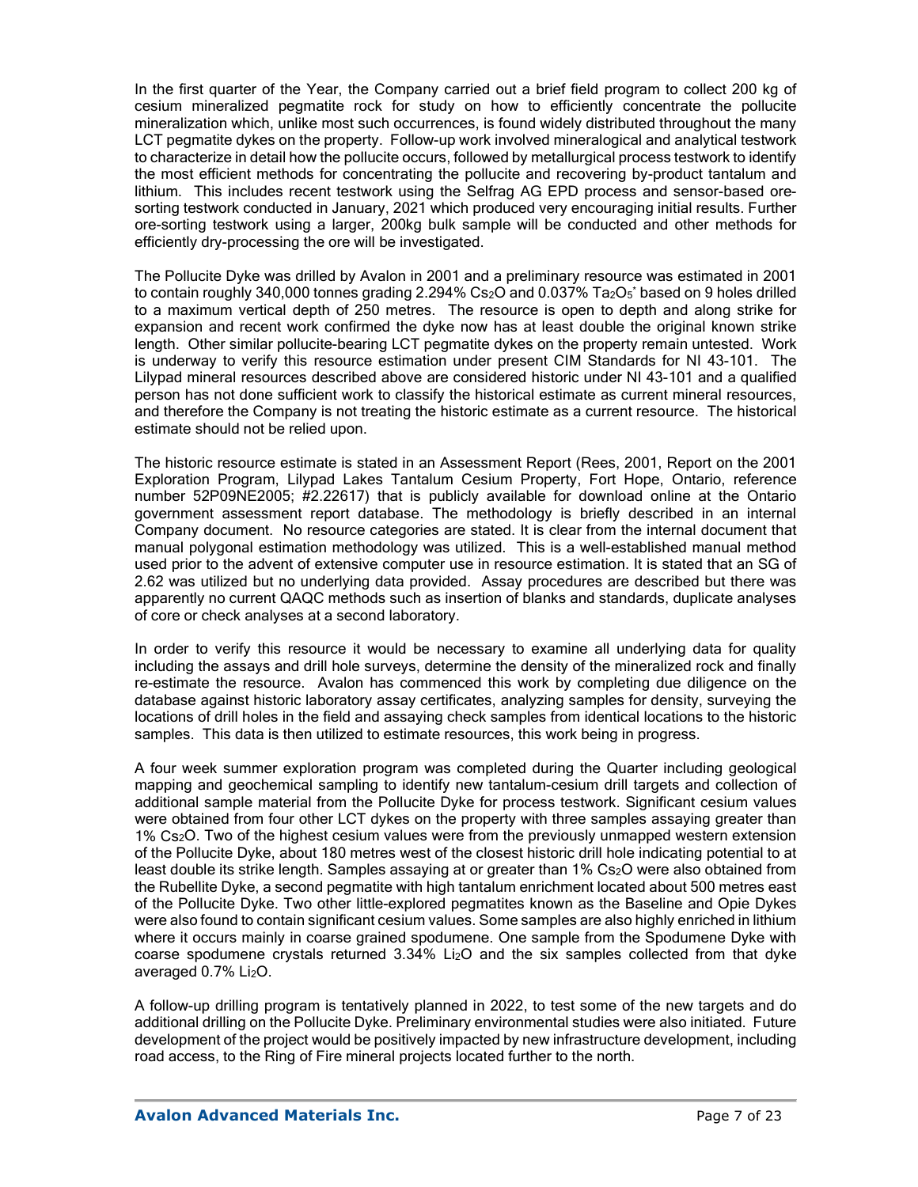In the first quarter of the Year, the Company carried out a brief field program to collect 200 kg of cesium mineralized pegmatite rock for study on how to efficiently concentrate the pollucite mineralization which, unlike most such occurrences, is found widely distributed throughout the many LCT pegmatite dykes on the property. Follow-up work involved mineralogical and analytical testwork to characterize in detail how the pollucite occurs, followed by metallurgical process testwork to identify the most efficient methods for concentrating the pollucite and recovering by-product tantalum and lithium. This includes recent testwork using the Selfrag AG EPD process and sensor-based ore-sorting testwork conducted in January, 2021 which produced very encouraging initial results. Further ore-sorting testwork using a larger, 200kg bulk sample will be conducted and other methods for efficiently dry-processing the ore will be investigated.

The Pollucite Dyke was drilled by Avalon in 2001 and a preliminary resource was estimated in 2001 to contain roughly 340,000 tonnes grading 2.294% $Cs_2O$ and 0.037% $Ta_2O_5$* based on 9 holes drilled to a maximum vertical depth of 250 metres. The resource is open to depth and along strike for expansion and recent work confirmed the dyke now has at least double the original known strike length. Other similar pollucite-bearing LCT pegmatite dykes on the property remain untested. Work is underway to verify this resource estimation under present CIM Standards for NI 43-101. The Lilypad mineral resources described above are considered historic under NI 43-101 and a qualified person has not done sufficient work to classify the historical estimate as current mineral resources, and therefore the Company is not treating the historic estimate as a current resource. The historical estimate should not be relied upon.

The historic resource estimate is stated in an Assessment Report (Rees, 2001, Report on the 2001 Exploration Program, Lilypad Lakes Tantalum Cesium Property, Fort Hope, Ontario, reference number 52P09NE2005; #2.22617) that is publicly available for download online at the Ontario government assessment report database. The methodology is briefly described in an internal Company document. No resource categories are stated. It is clear from the internal document that manual polygonal estimation methodology was utilized. This is a well-established manual method used prior to the advent of extensive computer use in resource estimation. It is stated that an SG of 2.62 was utilized but no underlying data provided. Assay procedures are described but there was apparently no current QAQC methods such as insertion of blanks and standards, duplicate analyses of core or check analyses at a second laboratory.

In order to verify this resource it would be necessary to examine all underlying data for quality including the assays and drill hole surveys, determine the density of the mineralized rock and finally re-estimate the resource. Avalon has commenced this work by completing due diligence on the database against historic laboratory assay certificates, analyzing samples for density, surveying the locations of drill holes in the field and assaying check samples from identical locations to the historic samples. This data is then utilized to estimate resources, this work being in progress.

A four week summer exploration program was completed during the Quarter including geological mapping and geochemical sampling to identify new tantalum-cesium drill targets and collection of additional sample material from the Pollucite Dyke for process testwork. Significant cesium values were obtained from four other LCT dykes on the property with three samples assaying greater than 1% $Cs_2O$. Two of the highest cesium values were from the previously unmapped western extension of the Pollucite Dyke, about 180 metres west of the closest historic drill hole indicating potential to at least double its strike length. Samples assaying at or greater than 1% $Cs_2O$ were also obtained from the Rubellite Dyke, a second pegmatite with high tantalum enrichment located about 500 metres east of the Pollucite Dyke. Two other little-explored pegmatites known as the Baseline and Opie Dykes were also found to contain significant cesium values. Some samples are also highly enriched in lithium where it occurs mainly in coarse grained spodumene. One sample from the Spodumene Dyke with coarse spodumene crystals returned 3.34% $Li_2O$ and the six samples collected from that dyke averaged 0.7% $Li_2O$.

A follow-up drilling program is tentatively planned in 2022, to test some of the new targets and do additional drilling on the Pollucite Dyke. Preliminary environmental studies were also initiated. Future development of the project would be positively impacted by new infrastructure development, including road access, to the Ring of Fire mineral projects located further to the north.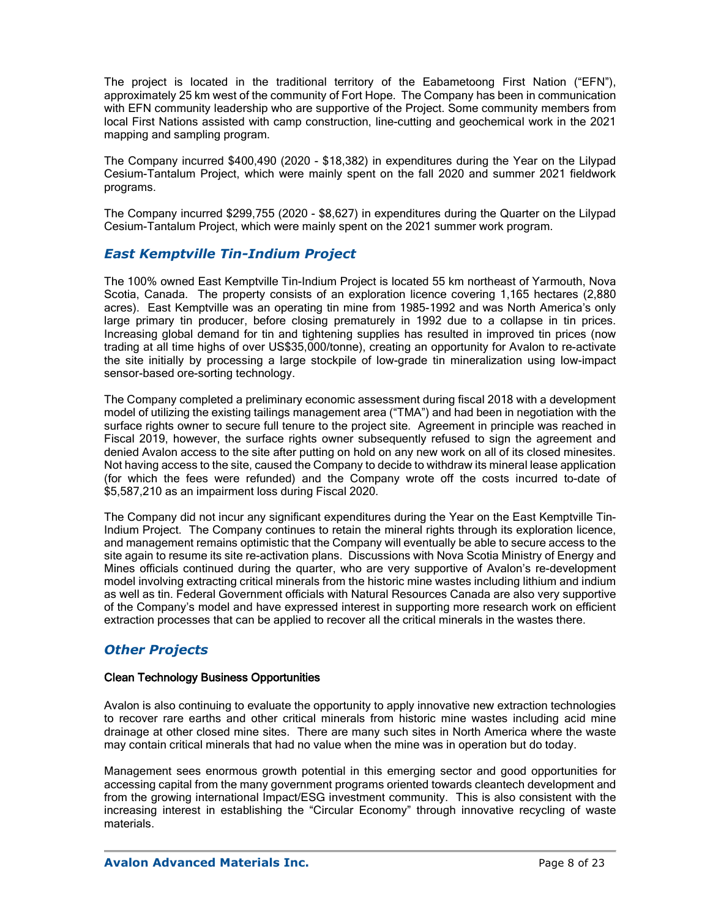The project is located in the traditional territory of the Eabametoong First Nation ("EFN"), approximately 25 km west of the community of Fort Hope. The Company has been in communication with EFN community leadership who are supportive of the Project. Some community members from local First Nations assisted with camp construction, line-cutting and geochemical work in the 2021 mapping and sampling program.

The Company incurred $400,490 (2020 - $18,382) in expenditures during the Year on the Lilypad Cesium-Tantalum Project, which were mainly spent on the fall 2020 and summer 2021 fieldwork programs.

The Company incurred $299,755 (2020 - $8,627) in expenditures during the Quarter on the Lilypad Cesium-Tantalum Project, which were mainly spent on the 2021 summer work program.

## *East Kemptville Tin-Indium Project*

The 100% owned East Kemptville Tin-Indium Project is located 55 km northeast of Yarmouth, Nova Scotia, Canada. The property consists of an exploration licence covering 1,165 hectares (2,880 acres). East Kemptville was an operating tin mine from 1985-1992 and was North America's only large primary tin producer, before closing prematurely in 1992 due to a collapse in tin prices. Increasing global demand for tin and tightening supplies has resulted in improved tin prices (now trading at all time highs of over US$35,000/tonne), creating an opportunity for Avalon to re-activate the site initially by processing a large stockpile of low-grade tin mineralization using low-impact sensor-based ore-sorting technology.

The Company completed a preliminary economic assessment during fiscal 2018 with a development model of utilizing the existing tailings management area ("TMA") and had been in negotiation with the surface rights owner to secure full tenure to the project site. Agreement in principle was reached in Fiscal 2019, however, the surface rights owner subsequently refused to sign the agreement and denied Avalon access to the site after putting on hold on any new work on all of its closed minesites. Not having access to the site, caused the Company to decide to withdraw its mineral lease application (for which the fees were refunded) and the Company wrote off the costs incurred to-date of $5,587,210 as an impairment loss during Fiscal 2020.

The Company did not incur any significant expenditures during the Year on the East Kemptville Tin-Indium Project. The Company continues to retain the mineral rights through its exploration licence, and management remains optimistic that the Company will eventually be able to secure access to the site again to resume its site re-activation plans. Discussions with Nova Scotia Ministry of Energy and Mines officials continued during the quarter, who are very supportive of Avalon's re-development model involving extracting critical minerals from the historic mine wastes including lithium and indium as well as tin. Federal Government officials with Natural Resources Canada are also very supportive of the Company's model and have expressed interest in supporting more research work on efficient extraction processes that can be applied to recover all the critical minerals in the wastes there.

## *Other Projects*

### Clean Technology Business Opportunities

Avalon is also continuing to evaluate the opportunity to apply innovative new extraction technologies to recover rare earths and other critical minerals from historic mine wastes including acid mine drainage at other closed mine sites. There are many such sites in North America where the waste may contain critical minerals that had no value when the mine was in operation but do today.

Management sees enormous growth potential in this emerging sector and good opportunities for accessing capital from the many government programs oriented towards cleantech development and from the growing international Impact/ESG investment community. This is also consistent with the increasing interest in establishing the "Circular Economy" through innovative recycling of waste materials.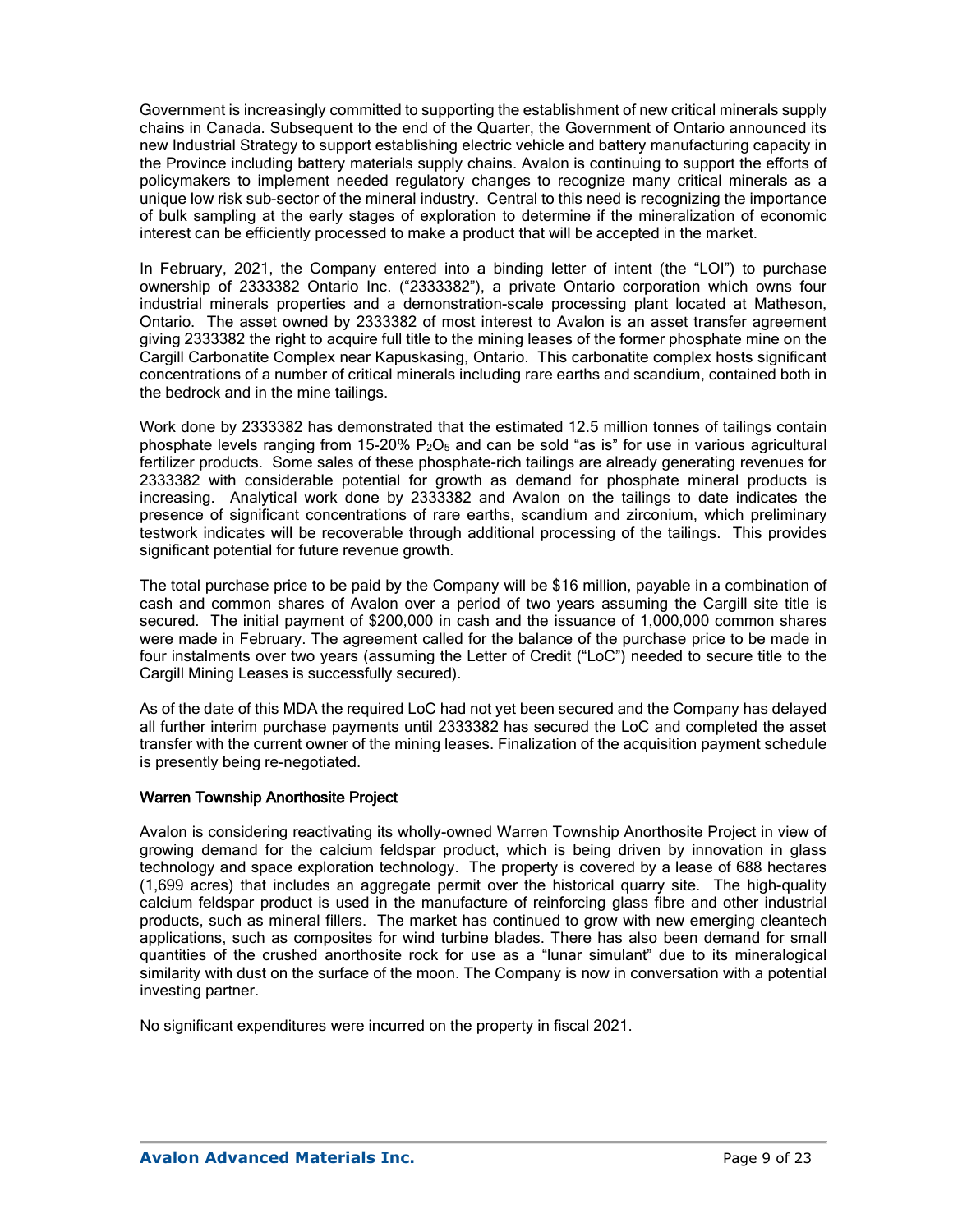Government is increasingly committed to supporting the establishment of new critical minerals supply chains in Canada. Subsequent to the end of the Quarter, the Government of Ontario announced its new Industrial Strategy to support establishing electric vehicle and battery manufacturing capacity in the Province including battery materials supply chains. Avalon is continuing to support the efforts of policymakers to implement needed regulatory changes to recognize many critical minerals as a unique low risk sub-sector of the mineral industry. Central to this need is recognizing the importance of bulk sampling at the early stages of exploration to determine if the mineralization of economic interest can be efficiently processed to make a product that will be accepted in the market.

In February, 2021, the Company entered into a binding letter of intent (the "LOI") to purchase ownership of 2333382 Ontario Inc. ("2333382"), a private Ontario corporation which owns four industrial minerals properties and a demonstration-scale processing plant located at Matheson, Ontario. The asset owned by 2333382 of most interest to Avalon is an asset transfer agreement giving 2333382 the right to acquire full title to the mining leases of the former phosphate mine on the Cargill Carbonatite Complex near Kapuskasing, Ontario. This carbonatite complex hosts significant concentrations of a number of critical minerals including rare earths and scandium, contained both in the bedrock and in the mine tailings.

Work done by 2333382 has demonstrated that the estimated 12.5 million tonnes of tailings contain phosphate levels ranging from 15-20% $P_2O_5$ and can be sold "as is" for use in various agricultural fertilizer products. Some sales of these phosphate-rich tailings are already generating revenues for 2333382 with considerable potential for growth as demand for phosphate mineral products is increasing. Analytical work done by 2333382 and Avalon on the tailings to date indicates the presence of significant concentrations of rare earths, scandium and zirconium, which preliminary testwork indicates will be recoverable through additional processing of the tailings. This provides significant potential for future revenue growth.

The total purchase price to be paid by the Company will be $16 million, payable in a combination of cash and common shares of Avalon over a period of two years assuming the Cargill site title is secured. The initial payment of $200,000 in cash and the issuance of 1,000,000 common shares were made in February. The agreement called for the balance of the purchase price to be made in four instalments over two years (assuming the Letter of Credit ("LoC") needed to secure title to the Cargill Mining Leases is successfully secured).

As of the date of this MDA the required LoC had not yet been secured and the Company has delayed all further interim purchase payments until 2333382 has secured the LoC and completed the asset transfer with the current owner of the mining leases. Finalization of the acquisition payment schedule is presently being re-negotiated.

### Warren Township Anorthosite Project

Avalon is considering reactivating its wholly-owned Warren Township Anorthosite Project in view of growing demand for the calcium feldspar product, which is being driven by innovation in glass technology and space exploration technology. The property is covered by a lease of 688 hectares (1,699 acres) that includes an aggregate permit over the historical quarry site. The high-quality calcium feldspar product is used in the manufacture of reinforcing glass fibre and other industrial products, such as mineral fillers. The market has continued to grow with new emerging cleantech applications, such as composites for wind turbine blades. There has also been demand for small quantities of the crushed anorthosite rock for use as a "lunar simulant" due to its mineralogical similarity with dust on the surface of the moon. The Company is now in conversation with a potential investing partner.

No significant expenditures were incurred on the property in fiscal 2021.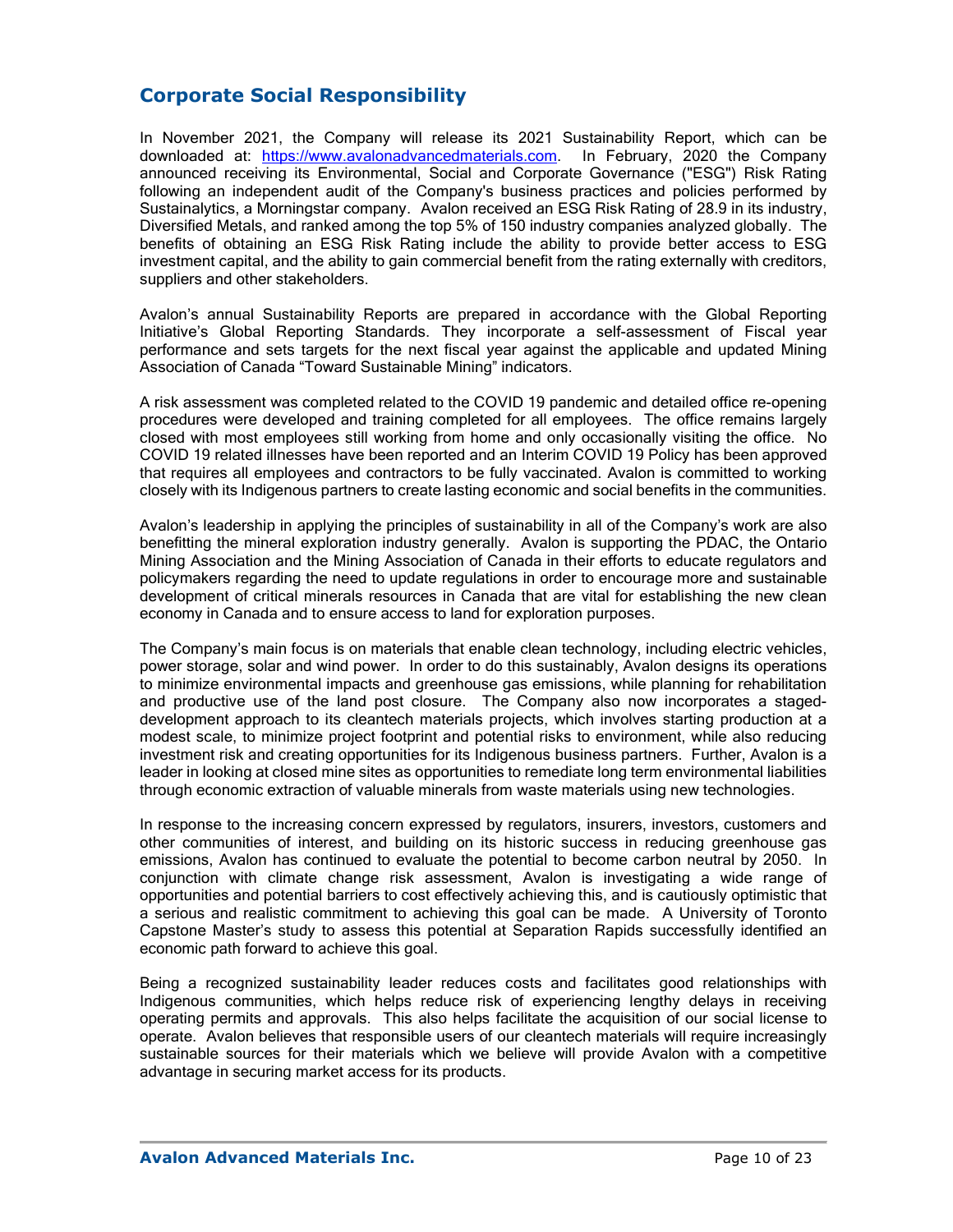## Corporate Social Responsibility

In November 2021, the Company will release its 2021 Sustainability Report, which can be downloaded at: [https://www.avalonadvancedmaterials.com](https://www.avalonadvancedmaterials.com). In February, 2020 the Company announced receiving its Environmental, Social and Corporate Governance ("ESG") Risk Rating following an independent audit of the Company's business practices and policies performed by Sustainalytics, a Morningstar company. Avalon received an ESG Risk Rating of 28.9 in its industry, Diversified Metals, and ranked among the top 5% of 150 industry companies analyzed globally. The benefits of obtaining an ESG Risk Rating include the ability to provide better access to ESG investment capital, and the ability to gain commercial benefit from the rating externally with creditors, suppliers and other stakeholders.

Avalon's annual Sustainability Reports are prepared in accordance with the Global Reporting Initiative's Global Reporting Standards. They incorporate a self-assessment of Fiscal year performance and sets targets for the next fiscal year against the applicable and updated Mining Association of Canada "Toward Sustainable Mining" indicators.

A risk assessment was completed related to the COVID 19 pandemic and detailed office re-opening procedures were developed and training completed for all employees. The office remains largely closed with most employees still working from home and only occasionally visiting the office. No COVID 19 related illnesses have been reported and an Interim COVID 19 Policy has been approved that requires all employees and contractors to be fully vaccinated. Avalon is committed to working closely with its Indigenous partners to create lasting economic and social benefits in the communities.

Avalon's leadership in applying the principles of sustainability in all of the Company's work are also benefitting the mineral exploration industry generally. Avalon is supporting the PDAC, the Ontario Mining Association and the Mining Association of Canada in their efforts to educate regulators and policymakers regarding the need to update regulations in order to encourage more and sustainable development of critical minerals resources in Canada that are vital for establishing the new clean economy in Canada and to ensure access to land for exploration purposes.

The Company's main focus is on materials that enable clean technology, including electric vehicles, power storage, solar and wind power. In order to do this sustainably, Avalon designs its operations to minimize environmental impacts and greenhouse gas emissions, while planning for rehabilitation and productive use of the land post closure. The Company also now incorporates a staged-development approach to its cleantech materials projects, which involves starting production at a modest scale, to minimize project footprint and potential risks to environment, while also reducing investment risk and creating opportunities for its Indigenous business partners. Further, Avalon is a leader in looking at closed mine sites as opportunities to remediate long term environmental liabilities through economic extraction of valuable minerals from waste materials using new technologies.

In response to the increasing concern expressed by regulators, insurers, investors, customers and other communities of interest, and building on its historic success in reducing greenhouse gas emissions, Avalon has continued to evaluate the potential to become carbon neutral by 2050. In conjunction with climate change risk assessment, Avalon is investigating a wide range of opportunities and potential barriers to cost effectively achieving this, and is cautiously optimistic that a serious and realistic commitment to achieving this goal can be made. A University of Toronto Capstone Master's study to assess this potential at Separation Rapids successfully identified an economic path forward to achieve this goal.

Being a recognized sustainability leader reduces costs and facilitates good relationships with Indigenous communities, which helps reduce risk of experiencing lengthy delays in receiving operating permits and approvals. This also helps facilitate the acquisition of our social license to operate. Avalon believes that responsible users of our cleantech materials will require increasingly sustainable sources for their materials which we believe will provide Avalon with a competitive advantage in securing market access for its products.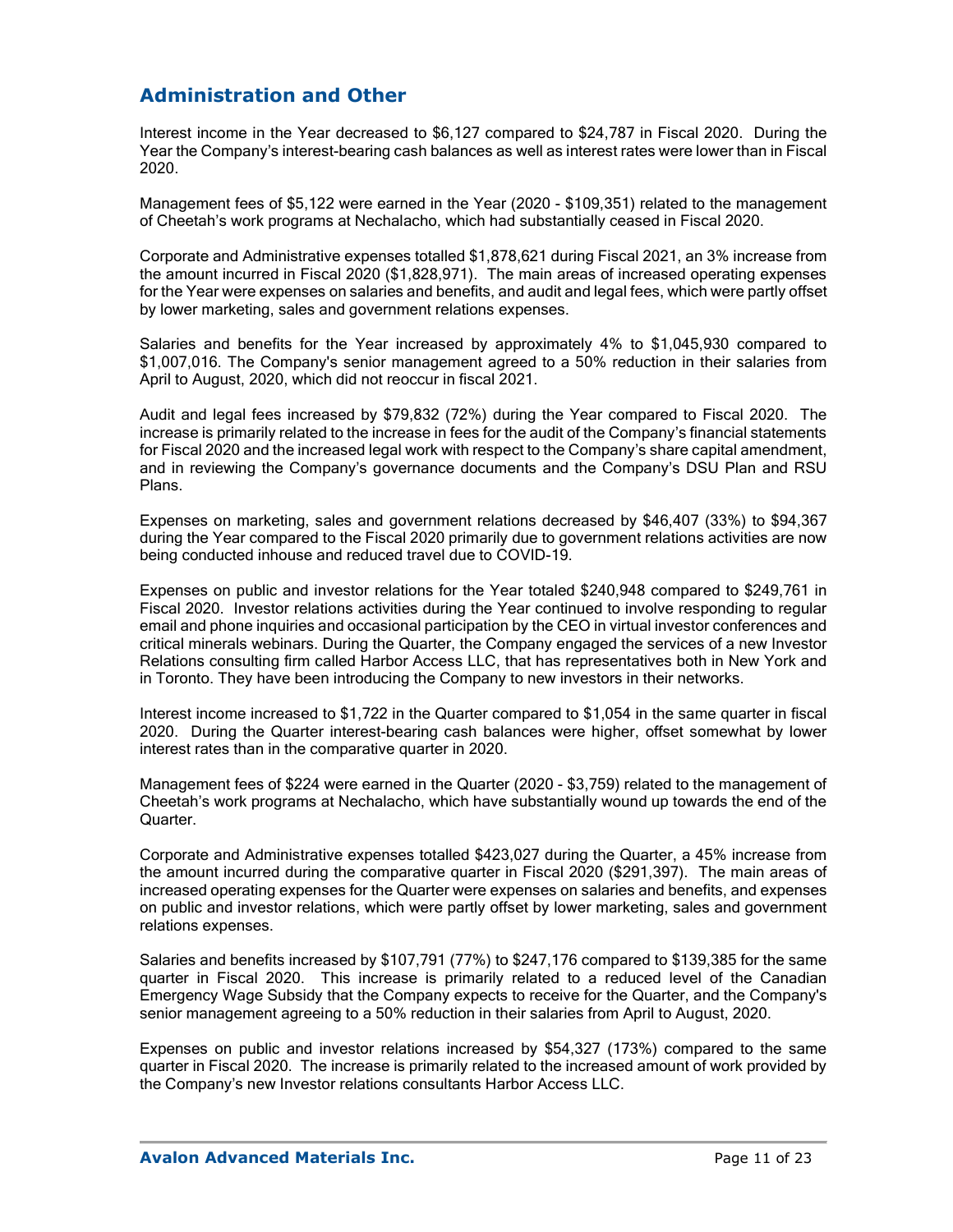## Administration and Other

Interest income in the Year decreased to $6,127 compared to $24,787 in Fiscal 2020. During the Year the Company's interest-bearing cash balances as well as interest rates were lower than in Fiscal 2020.

Management fees of $5,122 were earned in the Year (2020 - $109,351) related to the management of Cheetah's work programs at Nechalacho, which had substantially ceased in Fiscal 2020.

Corporate and Administrative expenses totalled $1,878,621 during Fiscal 2021, an 3% increase from the amount incurred in Fiscal 2020 ($1,828,971). The main areas of increased operating expenses for the Year were expenses on salaries and benefits, and audit and legal fees, which were partly offset by lower marketing, sales and government relations expenses.

Salaries and benefits for the Year increased by approximately 4% to $1,045,930 compared to $1,007,016. The Company's senior management agreed to a 50% reduction in their salaries from April to August, 2020, which did not reoccur in fiscal 2021.

Audit and legal fees increased by $79,832 (72%) during the Year compared to Fiscal 2020. The increase is primarily related to the increase in fees for the audit of the Company's financial statements for Fiscal 2020 and the increased legal work with respect to the Company's share capital amendment, and in reviewing the Company's governance documents and the Company's DSU Plan and RSU Plans.

Expenses on marketing, sales and government relations decreased by $46,407 (33%) to $94,367 during the Year compared to the Fiscal 2020 primarily due to government relations activities are now being conducted inhouse and reduced travel due to COVID-19.

Expenses on public and investor relations for the Year totaled $240,948 compared to $249,761 in Fiscal 2020. Investor relations activities during the Year continued to involve responding to regular email and phone inquiries and occasional participation by the CEO in virtual investor conferences and critical minerals webinars. During the Quarter, the Company engaged the services of a new Investor Relations consulting firm called Harbor Access LLC, that has representatives both in New York and in Toronto. They have been introducing the Company to new investors in their networks.

Interest income increased to $1,722 in the Quarter compared to $1,054 in the same quarter in fiscal 2020. During the Quarter interest-bearing cash balances were higher, offset somewhat by lower interest rates than in the comparative quarter in 2020.

Management fees of $224 were earned in the Quarter (2020 - $3,759) related to the management of Cheetah's work programs at Nechalacho, which have substantially wound up towards the end of the Quarter.

Corporate and Administrative expenses totalled $423,027 during the Quarter, a 45% increase from the amount incurred during the comparative quarter in Fiscal 2020 ($291,397). The main areas of increased operating expenses for the Quarter were expenses on salaries and benefits, and expenses on public and investor relations, which were partly offset by lower marketing, sales and government relations expenses.

Salaries and benefits increased by $107,791 (77%) to $247,176 compared to $139,385 for the same quarter in Fiscal 2020. This increase is primarily related to a reduced level of the Canadian Emergency Wage Subsidy that the Company expects to receive for the Quarter, and the Company's senior management agreeing to a 50% reduction in their salaries from April to August, 2020.

Expenses on public and investor relations increased by $54,327 (173%) compared to the same quarter in Fiscal 2020. The increase is primarily related to the increased amount of work provided by the Company's new Investor relations consultants Harbor Access LLC.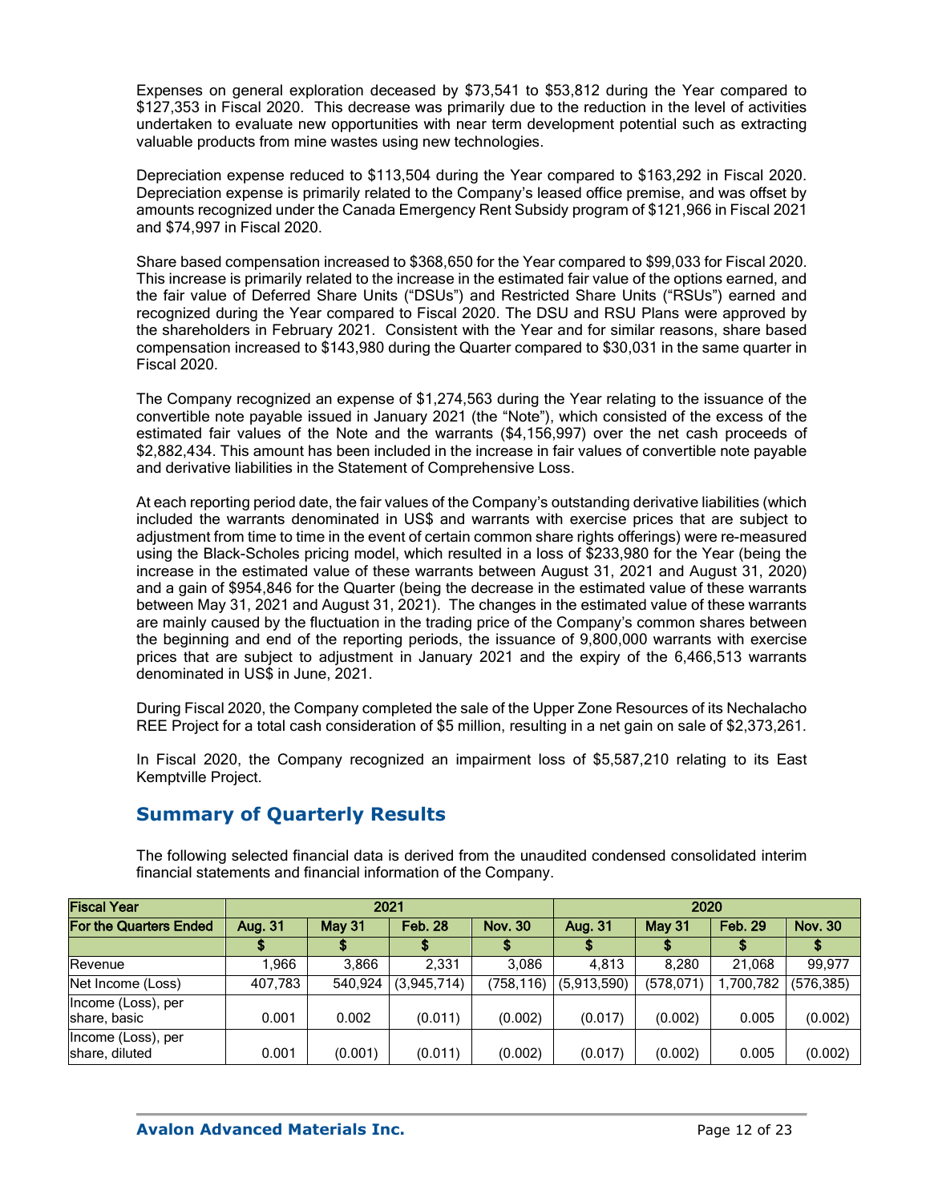Expenses on general exploration deceased by $73,541 to $53,812 during the Year compared to $127,353 in Fiscal 2020. This decrease was primarily due to the reduction in the level of activities undertaken to evaluate new opportunities with near term development potential such as extracting valuable products from mine wastes using new technologies.

Depreciation expense reduced to $113,504 during the Year compared to $163,292 in Fiscal 2020. Depreciation expense is primarily related to the Company's leased office premise, and was offset by amounts recognized under the Canada Emergency Rent Subsidy program of $121,966 in Fiscal 2021 and $74,997 in Fiscal 2020.

Share based compensation increased to $368,650 for the Year compared to $99,033 for Fiscal 2020. This increase is primarily related to the increase in the estimated fair value of the options earned, and the fair value of Deferred Share Units ("DSUs") and Restricted Share Units ("RSUs") earned and recognized during the Year compared to Fiscal 2020. The DSU and RSU Plans were approved by the shareholders in February 2021. Consistent with the Year and for similar reasons, share based compensation increased to $143,980 during the Quarter compared to $30,031 in the same quarter in Fiscal 2020.

The Company recognized an expense of $1,274,563 during the Year relating to the issuance of the convertible note payable issued in January 2021 (the "Note"), which consisted of the excess of the estimated fair values of the Note and the warrants ($4,156,997) over the net cash proceeds of $2,882,434. This amount has been included in the increase in fair values of convertible note payable and derivative liabilities in the Statement of Comprehensive Loss.

At each reporting period date, the fair values of the Company's outstanding derivative liabilities (which included the warrants denominated in US$ and warrants with exercise prices that are subject to adjustment from time to time in the event of certain common share rights offerings) were re-measured using the Black-Scholes pricing model, which resulted in a loss of $233,980 for the Year (being the increase in the estimated value of these warrants between August 31, 2021 and August 31, 2020) and a gain of $954,846 for the Quarter (being the decrease in the estimated value of these warrants between May 31, 2021 and August 31, 2021). The changes in the estimated value of these warrants are mainly caused by the fluctuation in the trading price of the Company's common shares between the beginning and end of the reporting periods, the issuance of 9,800,000 warrants with exercise prices that are subject to adjustment in January 2021 and the expiry of the 6,466,513 warrants denominated in US$ in June, 2021.

During Fiscal 2020, the Company completed the sale of the Upper Zone Resources of its Nechalacho REE Project for a total cash consideration of $5 million, resulting in a net gain on sale of $2,373,261.

In Fiscal 2020, the Company recognized an impairment loss of $5,587,210 relating to its East Kemptville Project.

## Summary of Quarterly Results

The following selected financial data is derived from the unaudited condensed consolidated interim financial statements and financial information of the Company.

| Fiscal Year | 2021 | | | | 2020 | | | |
|---|---|---|---|---|---|---|---|---|
| For the Quarters Ended | Aug. 31 | May 31 | Feb. 28 | Nov. 30 | Aug. 31 | May 31 | Feb. 29 | Nov. 30 |
| | $ | $ | $ | $ | $ | $ | $ | $ |
| Revenue | 1,966 | 3,866 | 2,331 | 3,086 | 4,813 | 8,280 | 21,068 | 99,977 |
| Net Income (Loss) | 407,783 | 540,924 | (3,945,714) | (758,116) | (5,913,590) | (578,071) | 1,700,782 | (576,385) |
| Income (Loss), per share, basic | 0.001 | 0.002 | (0.011) | (0.002) | (0.017) | (0.002) | 0.005 | (0.002) |
| Income (Loss), per share, diluted | 0.001 | (0.001) | (0.011) | (0.002) | (0.017) | (0.002) | 0.005 | (0.002) |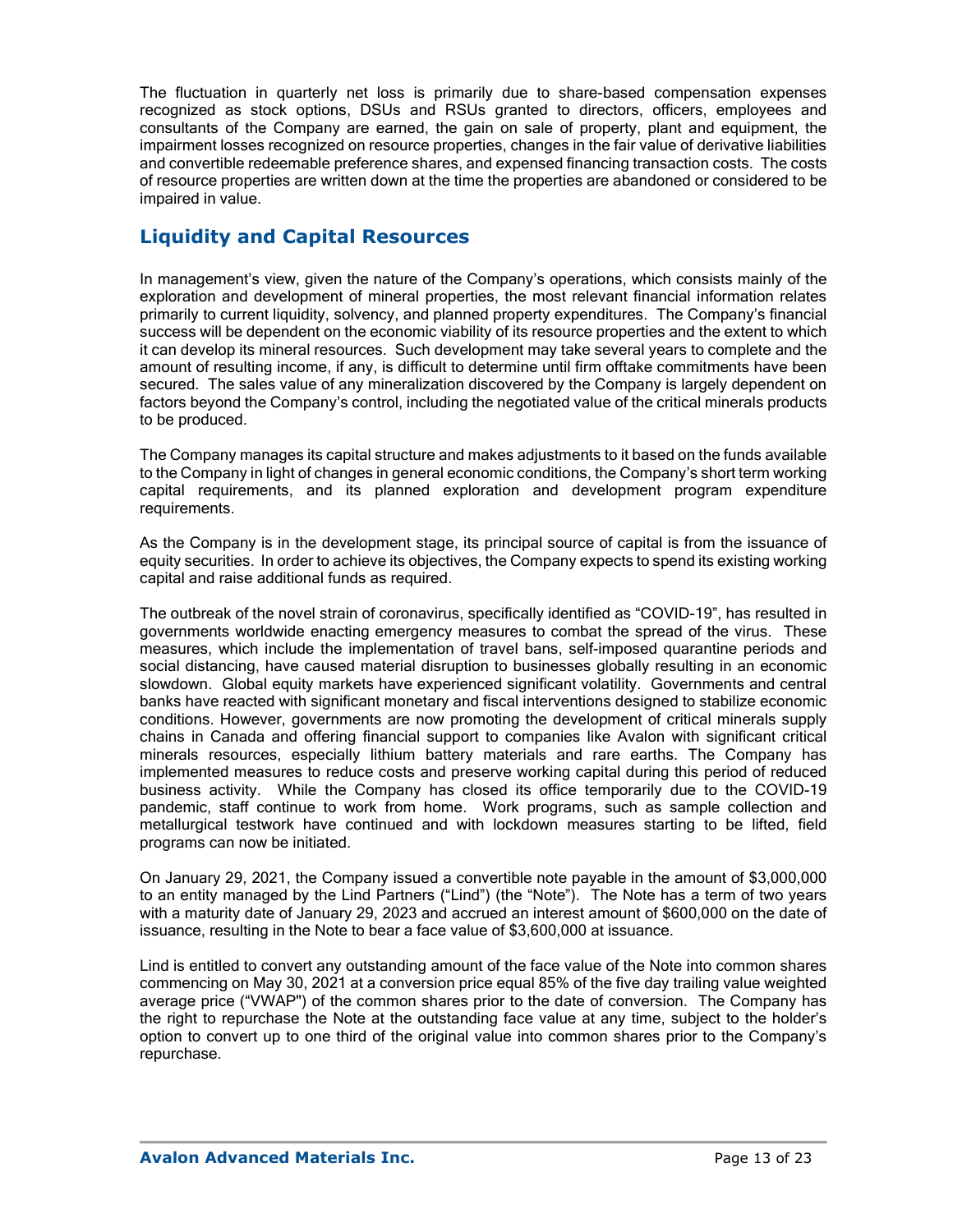The fluctuation in quarterly net loss is primarily due to share-based compensation expenses recognized as stock options, DSUs and RSUs granted to directors, officers, employees and consultants of the Company are earned, the gain on sale of property, plant and equipment, the impairment losses recognized on resource properties, changes in the fair value of derivative liabilities and convertible redeemable preference shares, and expensed financing transaction costs. The costs of resource properties are written down at the time the properties are abandoned or considered to be impaired in value.

## Liquidity and Capital Resources

In management's view, given the nature of the Company's operations, which consists mainly of the exploration and development of mineral properties, the most relevant financial information relates primarily to current liquidity, solvency, and planned property expenditures. The Company's financial success will be dependent on the economic viability of its resource properties and the extent to which it can develop its mineral resources. Such development may take several years to complete and the amount of resulting income, if any, is difficult to determine until firm offtake commitments have been secured. The sales value of any mineralization discovered by the Company is largely dependent on factors beyond the Company's control, including the negotiated value of the critical minerals products to be produced.

The Company manages its capital structure and makes adjustments to it based on the funds available to the Company in light of changes in general economic conditions, the Company's short term working capital requirements, and its planned exploration and development program expenditure requirements.

As the Company is in the development stage, its principal source of capital is from the issuance of equity securities. In order to achieve its objectives, the Company expects to spend its existing working capital and raise additional funds as required.

The outbreak of the novel strain of coronavirus, specifically identified as "COVID-19", has resulted in governments worldwide enacting emergency measures to combat the spread of the virus. These measures, which include the implementation of travel bans, self-imposed quarantine periods and social distancing, have caused material disruption to businesses globally resulting in an economic slowdown. Global equity markets have experienced significant volatility. Governments and central banks have reacted with significant monetary and fiscal interventions designed to stabilize economic conditions. However, governments are now promoting the development of critical minerals supply chains in Canada and offering financial support to companies like Avalon with significant critical minerals resources, especially lithium battery materials and rare earths. The Company has implemented measures to reduce costs and preserve working capital during this period of reduced business activity. While the Company has closed its office temporarily due to the COVID-19 pandemic, staff continue to work from home. Work programs, such as sample collection and metallurgical testwork have continued and with lockdown measures starting to be lifted, field programs can now be initiated.

On January 29, 2021, the Company issued a convertible note payable in the amount of $3,000,000 to an entity managed by the Lind Partners ("Lind") (the "Note"). The Note has a term of two years with a maturity date of January 29, 2023 and accrued an interest amount of $600,000 on the date of issuance, resulting in the Note to bear a face value of $3,600,000 at issuance.

Lind is entitled to convert any outstanding amount of the face value of the Note into common shares commencing on May 30, 2021 at a conversion price equal 85% of the five day trailing value weighted average price ("VWAP") of the common shares prior to the date of conversion. The Company has the right to repurchase the Note at the outstanding face value at any time, subject to the holder's option to convert up to one third of the original value into common shares prior to the Company's repurchase.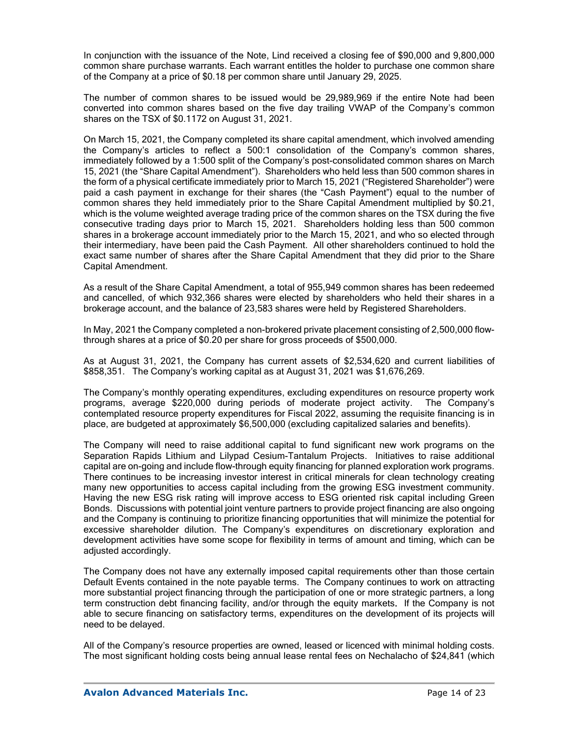In conjunction with the issuance of the Note, Lind received a closing fee of $90,000 and 9,800,000 common share purchase warrants. Each warrant entitles the holder to purchase one common share of the Company at a price of $0.18 per common share until January 29, 2025.

The number of common shares to be issued would be 29,989,969 if the entire Note had been converted into common shares based on the five day trailing VWAP of the Company's common shares on the TSX of $0.1172 on August 31, 2021.

On March 15, 2021, the Company completed its share capital amendment, which involved amending the Company's articles to reflect a 500:1 consolidation of the Company's common shares, immediately followed by a 1:500 split of the Company's post-consolidated common shares on March 15, 2021 (the "Share Capital Amendment"). Shareholders who held less than 500 common shares in the form of a physical certificate immediately prior to March 15, 2021 ("Registered Shareholder") were paid a cash payment in exchange for their shares (the "Cash Payment") equal to the number of common shares they held immediately prior to the Share Capital Amendment multiplied by $0.21, which is the volume weighted average trading price of the common shares on the TSX during the five consecutive trading days prior to March 15, 2021. Shareholders holding less than 500 common shares in a brokerage account immediately prior to the March 15, 2021, and who so elected through their intermediary, have been paid the Cash Payment. All other shareholders continued to hold the exact same number of shares after the Share Capital Amendment that they did prior to the Share Capital Amendment.

As a result of the Share Capital Amendment, a total of 955,949 common shares has been redeemed and cancelled, of which 932,366 shares were elected by shareholders who held their shares in a brokerage account, and the balance of 23,583 shares were held by Registered Shareholders.

In May, 2021 the Company completed a non-brokered private placement consisting of 2,500,000 flow-through shares at a price of $0.20 per share for gross proceeds of $500,000.

As at August 31, 2021, the Company has current assets of $2,534,620 and current liabilities of $858,351. The Company's working capital as at August 31, 2021 was $1,676,269.

The Company's monthly operating expenditures, excluding expenditures on resource property work programs, average $220,000 during periods of moderate project activity. The Company's contemplated resource property expenditures for Fiscal 2022, assuming the requisite financing is in place, are budgeted at approximately $6,500,000 (excluding capitalized salaries and benefits).

The Company will need to raise additional capital to fund significant new work programs on the Separation Rapids Lithium and Lilypad Cesium-Tantalum Projects. Initiatives to raise additional capital are on-going and include flow-through equity financing for planned exploration work programs. There continues to be increasing investor interest in critical minerals for clean technology creating many new opportunities to access capital including from the growing ESG investment community. Having the new ESG risk rating will improve access to ESG oriented risk capital including Green Bonds. Discussions with potential joint venture partners to provide project financing are also ongoing and the Company is continuing to prioritize financing opportunities that will minimize the potential for excessive shareholder dilution. The Company's expenditures on discretionary exploration and development activities have some scope for flexibility in terms of amount and timing, which can be adjusted accordingly.

The Company does not have any externally imposed capital requirements other than those certain Default Events contained in the note payable terms. The Company continues to work on attracting more substantial project financing through the participation of one or more strategic partners, a long term construction debt financing facility, and/or through the equity markets. If the Company is not able to secure financing on satisfactory terms, expenditures on the development of its projects will need to be delayed.

All of the Company's resource properties are owned, leased or licenced with minimal holding costs. The most significant holding costs being annual lease rental fees on Nechalacho of $24,841 (which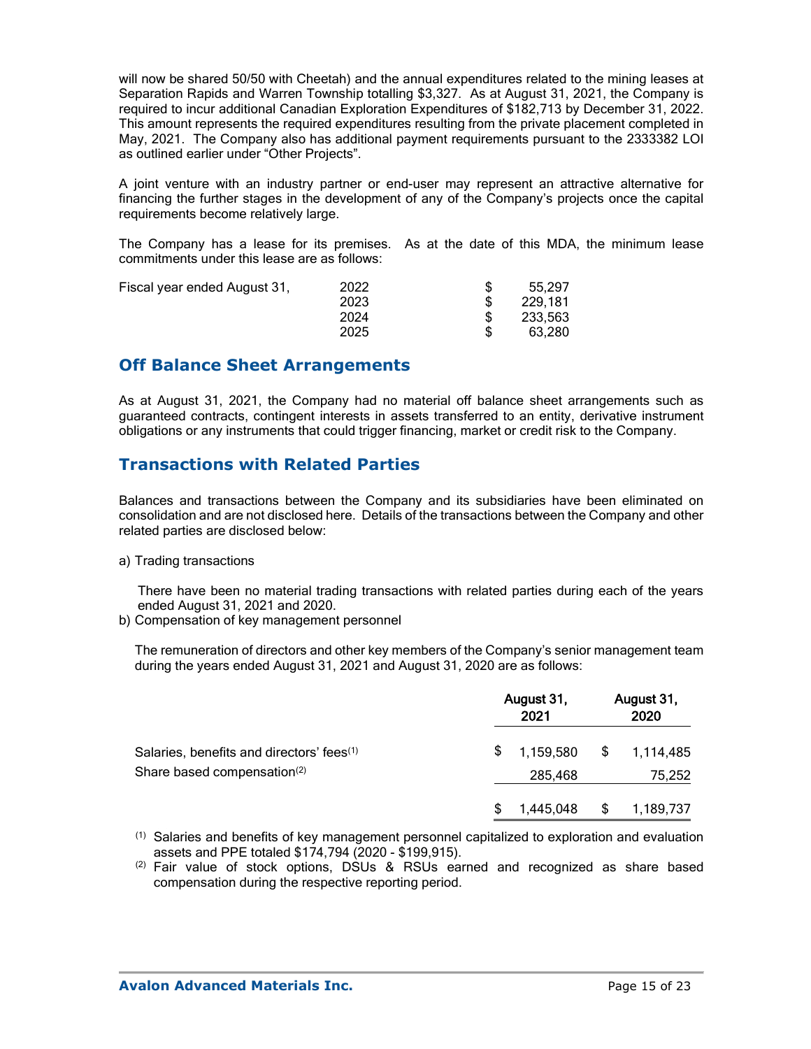will now be shared 50/50 with Cheetah) and the annual expenditures related to the mining leases at Separation Rapids and Warren Township totalling $3,327. As at August 31, 2021, the Company is required to incur additional Canadian Exploration Expenditures of $182,713 by December 31, 2022. This amount represents the required expenditures resulting from the private placement completed in May, 2021. The Company also has additional payment requirements pursuant to the 2333382 LOI as outlined earlier under "Other Projects".

A joint venture with an industry partner or end-user may represent an attractive alternative for financing the further stages in the development of any of the Company's projects once the capital requirements become relatively large.

The Company has a lease for its premises. As at the date of this MDA, the minimum lease commitments under this lease are as follows:

| | | |
|---|---|---|
| Fiscal year ended August 31, | 2022 | $ 55,297 |
| | 2023 | $ 229,181 |
| | 2024 | $ 233,563 |
| | 2025 | $ 63,280 |

## Off Balance Sheet Arrangements

As at August 31, 2021, the Company had no material off balance sheet arrangements such as guaranteed contracts, contingent interests in assets transferred to an entity, derivative instrument obligations or any instruments that could trigger financing, market or credit risk to the Company.

## Transactions with Related Parties

Balances and transactions between the Company and its subsidiaries have been eliminated on consolidation and are not disclosed here. Details of the transactions between the Company and other related parties are disclosed below:

a) Trading transactions

There have been no material trading transactions with related parties during each of the years ended August 31, 2021 and 2020.

b) Compensation of key management personnel

The remuneration of directors and other key members of the Company's senior management team during the years ended August 31, 2021 and August 31, 2020 are as follows:

| | August 31, 2021 | August 31, 2020 |
|---|---|---|
| Salaries, benefits and directors' fees[(1)] | $ 1,159,580 | $ 1,114,485 |
| Share based compensation[(2)] | 285,468 | 75,252 |
| | $ 1,445,048 | $ 1,189,737 |

[(1)] Salaries and benefits of key management personnel capitalized to exploration and evaluation assets and PPE totaled $174,794 (2020 - $199,915).

[(2)] Fair value of stock options, DSUs & RSUs earned and recognized as share based compensation during the respective reporting period.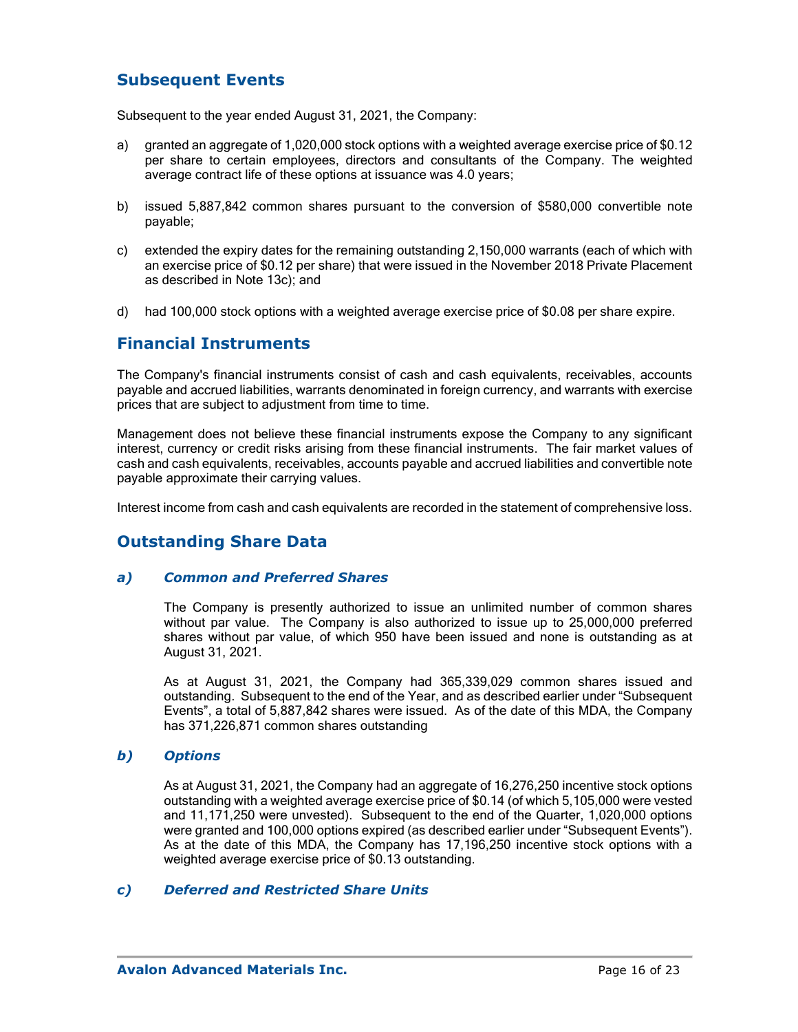## Subsequent Events

Subsequent to the year ended August 31, 2021, the Company:

a) granted an aggregate of 1,020,000 stock options with a weighted average exercise price of $0.12 per share to certain employees, directors and consultants of the Company. The weighted average contract life of these options at issuance was 4.0 years;

b) issued 5,887,842 common shares pursuant to the conversion of $580,000 convertible note payable;

c) extended the expiry dates for the remaining outstanding 2,150,000 warrants (each of which with an exercise price of $0.12 per share) that were issued in the November 2018 Private Placement as described in Note 13c); and

d) had 100,000 stock options with a weighted average exercise price of $0.08 per share expire.

## Financial Instruments

The Company's financial instruments consist of cash and cash equivalents, receivables, accounts payable and accrued liabilities, warrants denominated in foreign currency, and warrants with exercise prices that are subject to adjustment from time to time.

Management does not believe these financial instruments expose the Company to any significant interest, currency or credit risks arising from these financial instruments. The fair market values of cash and cash equivalents, receivables, accounts payable and accrued liabilities and convertible note payable approximate their carrying values.

Interest income from cash and cash equivalents are recorded in the statement of comprehensive loss.

## Outstanding Share Data

### *a) Common and Preferred Shares*

The Company is presently authorized to issue an unlimited number of common shares without par value. The Company is also authorized to issue up to 25,000,000 preferred shares without par value, of which 950 have been issued and none is outstanding as at August 31, 2021.

As at August 31, 2021, the Company had 365,339,029 common shares issued and outstanding. Subsequent to the end of the Year, and as described earlier under "Subsequent Events", a total of 5,887,842 shares were issued. As of the date of this MDA, the Company has 371,226,871 common shares outstanding

### *b) Options*

As at August 31, 2021, the Company had an aggregate of 16,276,250 incentive stock options outstanding with a weighted average exercise price of $0.14 (of which 5,105,000 were vested and 11,171,250 were unvested). Subsequent to the end of the Quarter, 1,020,000 options were granted and 100,000 options expired (as described earlier under "Subsequent Events"). As at the date of this MDA, the Company has 17,196,250 incentive stock options with a weighted average exercise price of $0.13 outstanding.

### *c) Deferred and Restricted Share Units*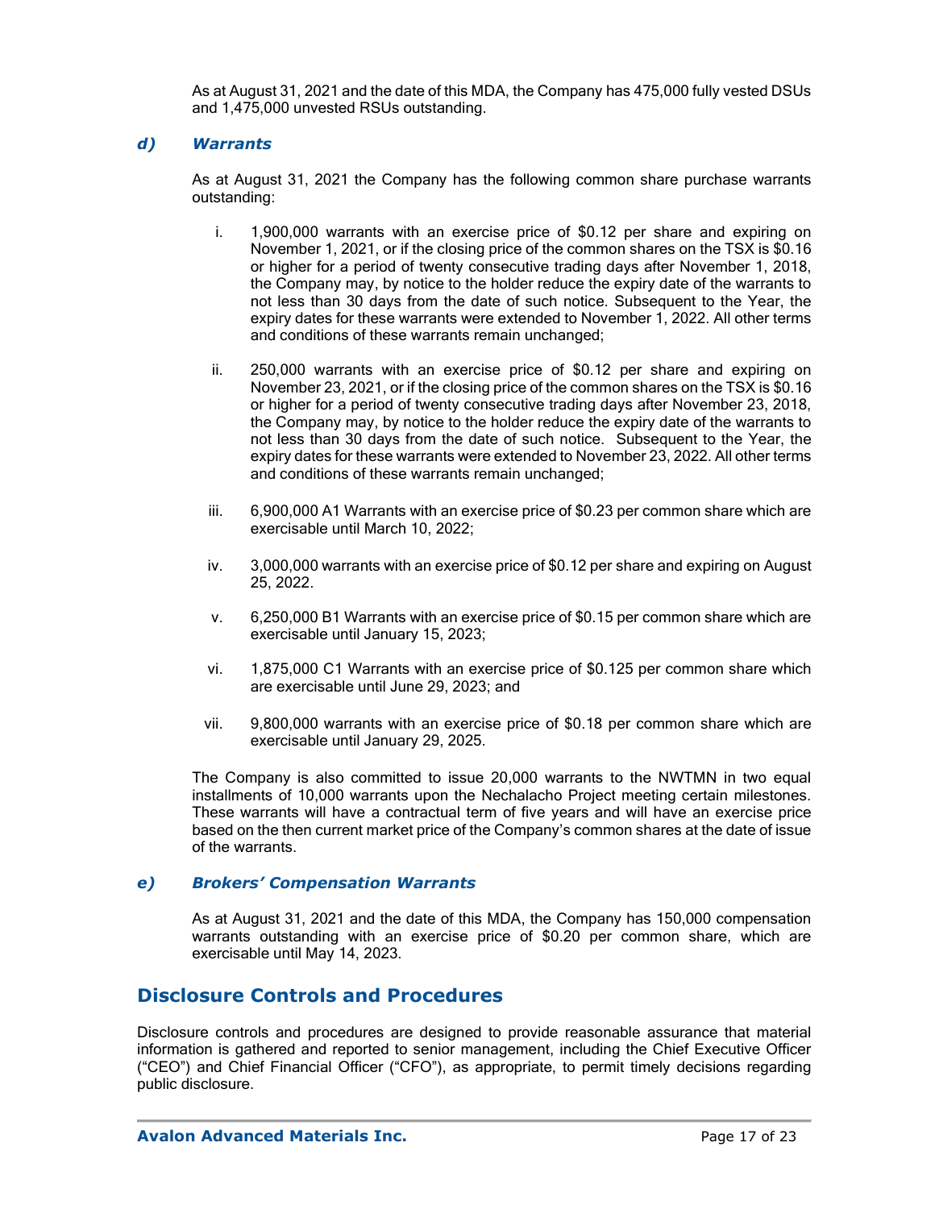As at August 31, 2021 and the date of this MDA, the Company has 475,000 fully vested DSUs and 1,475,000 unvested RSUs outstanding.

### *d) Warrants*

As at August 31, 2021 the Company has the following common share purchase warrants outstanding:

i. 1,900,000 warrants with an exercise price of $0.12 per share and expiring on November 1, 2021, or if the closing price of the common shares on the TSX is $0.16 or higher for a period of twenty consecutive trading days after November 1, 2018, the Company may, by notice to the holder reduce the expiry date of the warrants to not less than 30 days from the date of such notice. Subsequent to the Year, the expiry dates for these warrants were extended to November 1, 2022. All other terms and conditions of these warrants remain unchanged;

ii. 250,000 warrants with an exercise price of $0.12 per share and expiring on November 23, 2021, or if the closing price of the common shares on the TSX is $0.16 or higher for a period of twenty consecutive trading days after November 23, 2018, the Company may, by notice to the holder reduce the expiry date of the warrants to not less than 30 days from the date of such notice. Subsequent to the Year, the expiry dates for these warrants were extended to November 23, 2022. All other terms and conditions of these warrants remain unchanged;

iii. 6,900,000 A1 Warrants with an exercise price of $0.23 per common share which are exercisable until March 10, 2022;

iv. 3,000,000 warrants with an exercise price of $0.12 per share and expiring on August 25, 2022.

v. 6,250,000 B1 Warrants with an exercise price of $0.15 per common share which are exercisable until January 15, 2023;

vi. 1,875,000 C1 Warrants with an exercise price of $0.125 per common share which are exercisable until June 29, 2023; and

vii. 9,800,000 warrants with an exercise price of $0.18 per common share which are exercisable until January 29, 2025.

The Company is also committed to issue 20,000 warrants to the NWTMN in two equal installments of 10,000 warrants upon the Nechalacho Project meeting certain milestones. These warrants will have a contractual term of five years and will have an exercise price based on the then current market price of the Company's common shares at the date of issue of the warrants.

### *e) Brokers' Compensation Warrants*

As at August 31, 2021 and the date of this MDA, the Company has 150,000 compensation warrants outstanding with an exercise price of $0.20 per common share, which are exercisable until May 14, 2023.

## Disclosure Controls and Procedures

Disclosure controls and procedures are designed to provide reasonable assurance that material information is gathered and reported to senior management, including the Chief Executive Officer ("CEO") and Chief Financial Officer ("CFO"), as appropriate, to permit timely decisions regarding public disclosure.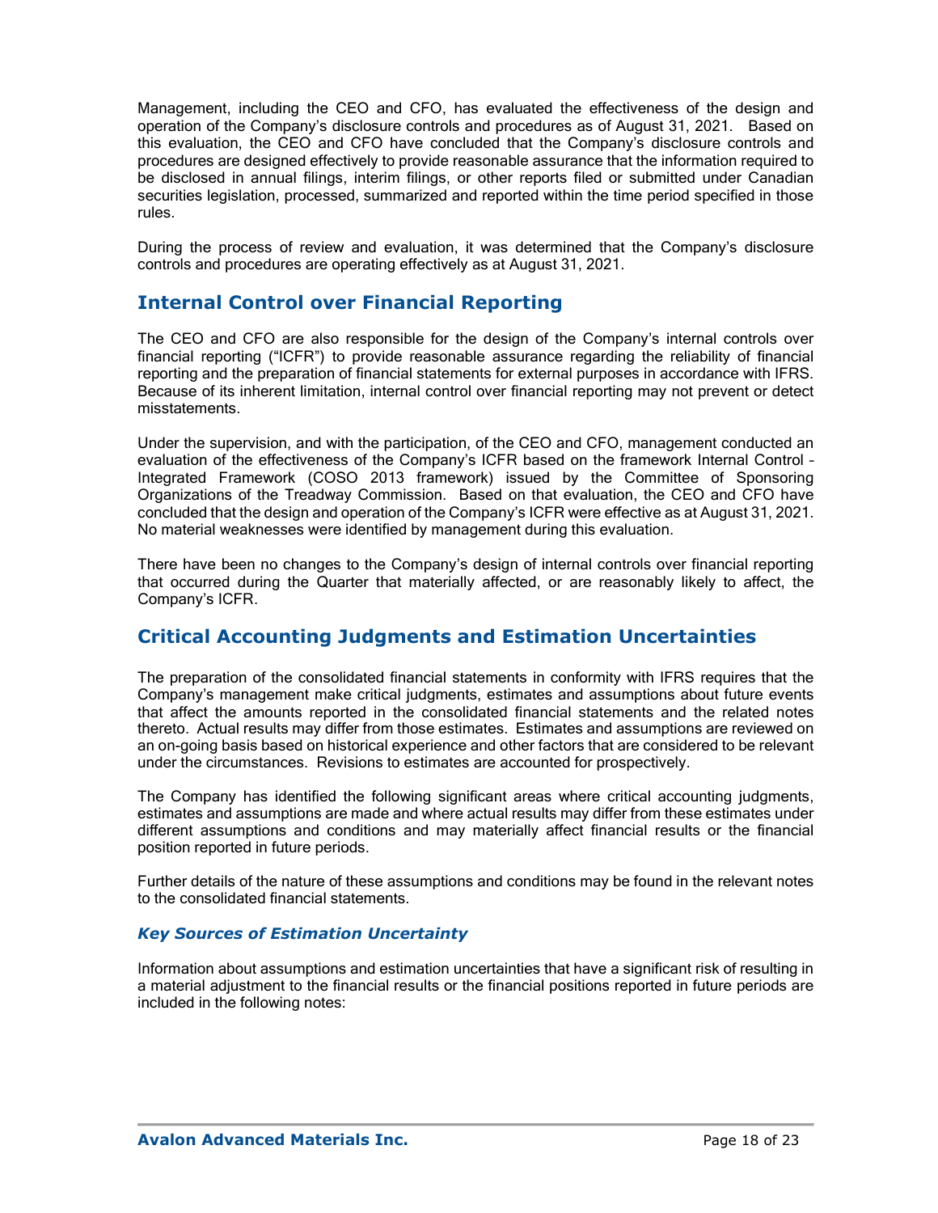Management, including the CEO and CFO, has evaluated the effectiveness of the design and operation of the Company's disclosure controls and procedures as of August 31, 2021. Based on this evaluation, the CEO and CFO have concluded that the Company's disclosure controls and procedures are designed effectively to provide reasonable assurance that the information required to be disclosed in annual filings, interim filings, or other reports filed or submitted under Canadian securities legislation, processed, summarized and reported within the time period specified in those rules.

During the process of review and evaluation, it was determined that the Company's disclosure controls and procedures are operating effectively as at August 31, 2021.

## Internal Control over Financial Reporting

The CEO and CFO are also responsible for the design of the Company's internal controls over financial reporting ("ICFR") to provide reasonable assurance regarding the reliability of financial reporting and the preparation of financial statements for external purposes in accordance with IFRS. Because of its inherent limitation, internal control over financial reporting may not prevent or detect misstatements.

Under the supervision, and with the participation, of the CEO and CFO, management conducted an evaluation of the effectiveness of the Company's ICFR based on the framework Internal Control – Integrated Framework (COSO 2013 framework) issued by the Committee of Sponsoring Organizations of the Treadway Commission. Based on that evaluation, the CEO and CFO have concluded that the design and operation of the Company's ICFR were effective as at August 31, 2021. No material weaknesses were identified by management during this evaluation.

There have been no changes to the Company's design of internal controls over financial reporting that occurred during the Quarter that materially affected, or are reasonably likely to affect, the Company's ICFR.

## Critical Accounting Judgments and Estimation Uncertainties

The preparation of the consolidated financial statements in conformity with IFRS requires that the Company's management make critical judgments, estimates and assumptions about future events that affect the amounts reported in the consolidated financial statements and the related notes thereto. Actual results may differ from those estimates. Estimates and assumptions are reviewed on an on-going basis based on historical experience and other factors that are considered to be relevant under the circumstances. Revisions to estimates are accounted for prospectively.

The Company has identified the following significant areas where critical accounting judgments, estimates and assumptions are made and where actual results may differ from these estimates under different assumptions and conditions and may materially affect financial results or the financial position reported in future periods.

Further details of the nature of these assumptions and conditions may be found in the relevant notes to the consolidated financial statements.

### *Key Sources of Estimation Uncertainty*

Information about assumptions and estimation uncertainties that have a significant risk of resulting in a material adjustment to the financial results or the financial positions reported in future periods are included in the following notes: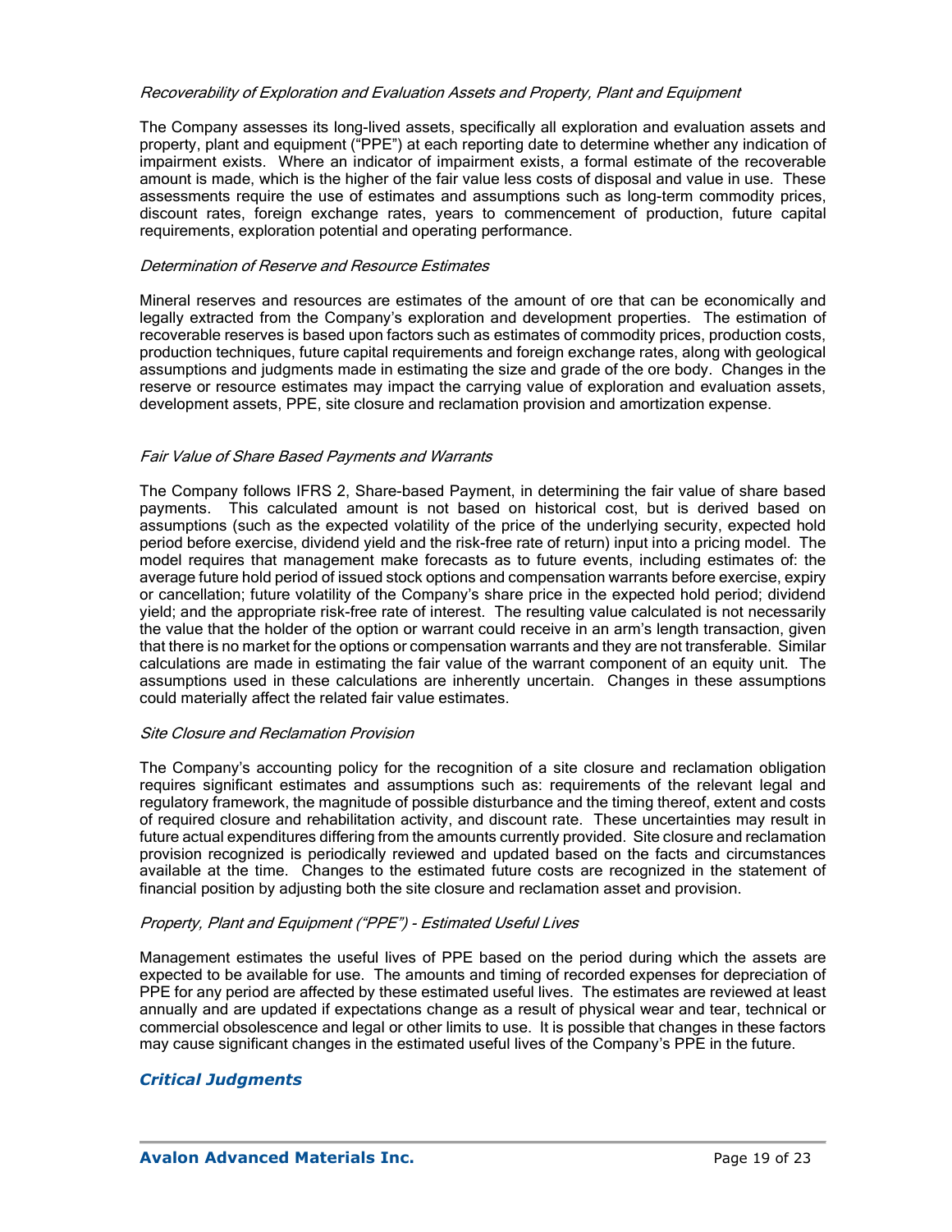*Recoverability of Exploration and Evaluation Assets and Property, Plant and Equipment*

The Company assesses its long-lived assets, specifically all exploration and evaluation assets and property, plant and equipment ("PPE") at each reporting date to determine whether any indication of impairment exists. Where an indicator of impairment exists, a formal estimate of the recoverable amount is made, which is the higher of the fair value less costs of disposal and value in use. These assessments require the use of estimates and assumptions such as long-term commodity prices, discount rates, foreign exchange rates, years to commencement of production, future capital requirements, exploration potential and operating performance.

*Determination of Reserve and Resource Estimates*

Mineral reserves and resources are estimates of the amount of ore that can be economically and legally extracted from the Company's exploration and development properties. The estimation of recoverable reserves is based upon factors such as estimates of commodity prices, production costs, production techniques, future capital requirements and foreign exchange rates, along with geological assumptions and judgments made in estimating the size and grade of the ore body. Changes in the reserve or resource estimates may impact the carrying value of exploration and evaluation assets, development assets, PPE, site closure and reclamation provision and amortization expense.

*Fair Value of Share Based Payments and Warrants*

The Company follows IFRS 2, Share-based Payment, in determining the fair value of share based payments. This calculated amount is not based on historical cost, but is derived based on assumptions (such as the expected volatility of the price of the underlying security, expected hold period before exercise, dividend yield and the risk-free rate of return) input into a pricing model. The model requires that management make forecasts as to future events, including estimates of: the average future hold period of issued stock options and compensation warrants before exercise, expiry or cancellation; future volatility of the Company's share price in the expected hold period; dividend yield; and the appropriate risk-free rate of interest. The resulting value calculated is not necessarily the value that the holder of the option or warrant could receive in an arm's length transaction, given that there is no market for the options or compensation warrants and they are not transferable. Similar calculations are made in estimating the fair value of the warrant component of an equity unit. The assumptions used in these calculations are inherently uncertain. Changes in these assumptions could materially affect the related fair value estimates.

*Site Closure and Reclamation Provision*

The Company's accounting policy for the recognition of a site closure and reclamation obligation requires significant estimates and assumptions such as: requirements of the relevant legal and regulatory framework, the magnitude of possible disturbance and the timing thereof, extent and costs of required closure and rehabilitation activity, and discount rate. These uncertainties may result in future actual expenditures differing from the amounts currently provided. Site closure and reclamation provision recognized is periodically reviewed and updated based on the facts and circumstances available at the time. Changes to the estimated future costs are recognized in the statement of financial position by adjusting both the site closure and reclamation asset and provision.

*Property, Plant and Equipment ("PPE") - Estimated Useful Lives*

Management estimates the useful lives of PPE based on the period during which the assets are expected to be available for use. The amounts and timing of recorded expenses for depreciation of PPE for any period are affected by these estimated useful lives. The estimates are reviewed at least annually and are updated if expectations change as a result of physical wear and tear, technical or commercial obsolescence and legal or other limits to use. It is possible that changes in these factors may cause significant changes in the estimated useful lives of the Company's PPE in the future.

### *Critical Judgments*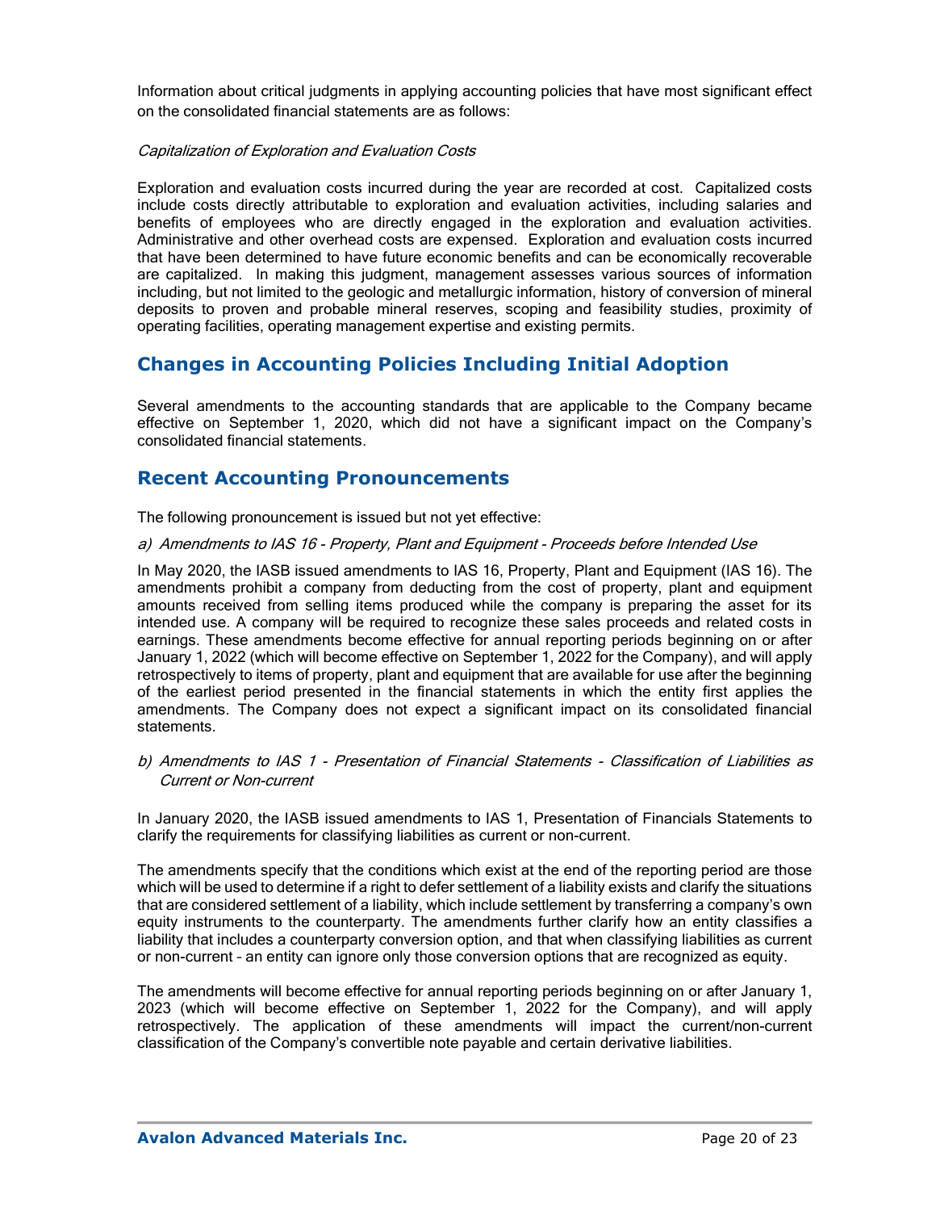Information about critical judgments in applying accounting policies that have most significant effect on the consolidated financial statements are as follows:

*Capitalization of Exploration and Evaluation Costs*

Exploration and evaluation costs incurred during the year are recorded at cost. Capitalized costs include costs directly attributable to exploration and evaluation activities, including salaries and benefits of employees who are directly engaged in the exploration and evaluation activities. Administrative and other overhead costs are expensed. Exploration and evaluation costs incurred that have been determined to have future economic benefits and can be economically recoverable are capitalized. In making this judgment, management assesses various sources of information including, but not limited to the geologic and metallurgic information, history of conversion of mineral deposits to proven and probable mineral reserves, scoping and feasibility studies, proximity of operating facilities, operating management expertise and existing permits.

## Changes in Accounting Policies Including Initial Adoption

Several amendments to the accounting standards that are applicable to the Company became effective on September 1, 2020, which did not have a significant impact on the Company's consolidated financial statements.

## Recent Accounting Pronouncements

The following pronouncement is issued but not yet effective:

*a) Amendments to IAS 16 - Property, Plant and Equipment - Proceeds before Intended Use*

In May 2020, the IASB issued amendments to IAS 16, Property, Plant and Equipment (IAS 16). The amendments prohibit a company from deducting from the cost of property, plant and equipment amounts received from selling items produced while the company is preparing the asset for its intended use. A company will be required to recognize these sales proceeds and related costs in earnings. These amendments become effective for annual reporting periods beginning on or after January 1, 2022 (which will become effective on September 1, 2022 for the Company), and will apply retrospectively to items of property, plant and equipment that are available for use after the beginning of the earliest period presented in the financial statements in which the entity first applies the amendments. The Company does not expect a significant impact on its consolidated financial statements.

*b) Amendments to IAS 1 - Presentation of Financial Statements - Classification of Liabilities as Current or Non-current*

In January 2020, the IASB issued amendments to IAS 1, Presentation of Financials Statements to clarify the requirements for classifying liabilities as current or non-current.

The amendments specify that the conditions which exist at the end of the reporting period are those which will be used to determine if a right to defer settlement of a liability exists and clarify the situations that are considered settlement of a liability, which include settlement by transferring a company's own equity instruments to the counterparty. The amendments further clarify how an entity classifies a liability that includes a counterparty conversion option, and that when classifying liabilities as current or non-current – an entity can ignore only those conversion options that are recognized as equity.

The amendments will become effective for annual reporting periods beginning on or after January 1, 2023 (which will become effective on September 1, 2022 for the Company), and will apply retrospectively. The application of these amendments will impact the current/non-current classification of the Company's convertible note payable and certain derivative liabilities.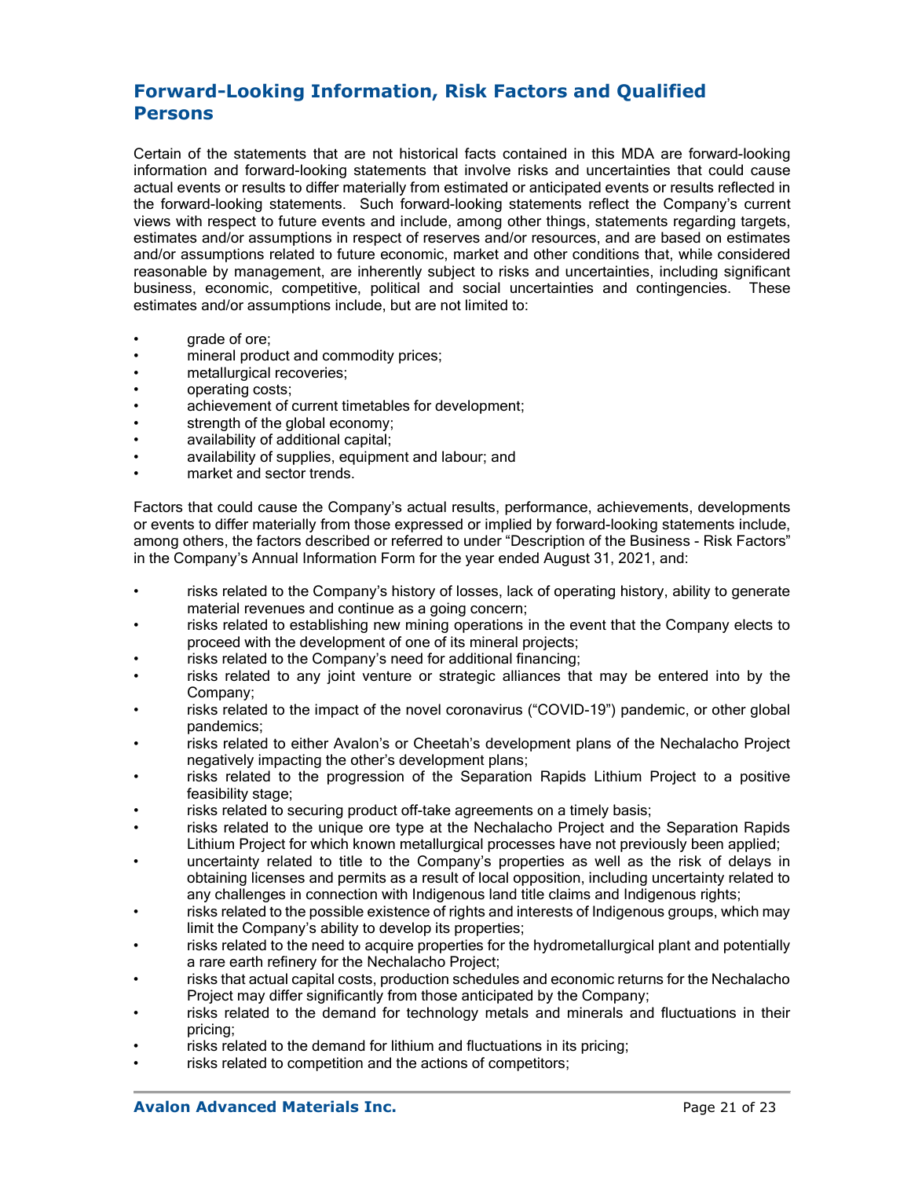## Forward-Looking Information, Risk Factors and Qualified Persons

Certain of the statements that are not historical facts contained in this MDA are forward-looking information and forward-looking statements that involve risks and uncertainties that could cause actual events or results to differ materially from estimated or anticipated events or results reflected in the forward-looking statements. Such forward-looking statements reflect the Company's current views with respect to future events and include, among other things, statements regarding targets, estimates and/or assumptions in respect of reserves and/or resources, and are based on estimates and/or assumptions related to future economic, market and other conditions that, while considered reasonable by management, are inherently subject to risks and uncertainties, including significant business, economic, competitive, political and social uncertainties and contingencies. These estimates and/or assumptions include, but are not limited to:

- grade of ore;
- mineral product and commodity prices;
- metallurgical recoveries;
- operating costs;
- achievement of current timetables for development;
- strength of the global economy;
- availability of additional capital;
- availability of supplies, equipment and labour; and
- market and sector trends.

Factors that could cause the Company's actual results, performance, achievements, developments or events to differ materially from those expressed or implied by forward-looking statements include, among others, the factors described or referred to under "Description of the Business - Risk Factors" in the Company's Annual Information Form for the year ended August 31, 2021, and:

- risks related to the Company's history of losses, lack of operating history, ability to generate material revenues and continue as a going concern;
- risks related to establishing new mining operations in the event that the Company elects to proceed with the development of one of its mineral projects;
- risks related to the Company's need for additional financing;
- risks related to any joint venture or strategic alliances that may be entered into by the Company;
- risks related to the impact of the novel coronavirus ("COVID-19") pandemic, or other global pandemics;
- risks related to either Avalon's or Cheetah's development plans of the Nechalacho Project negatively impacting the other's development plans;
- risks related to the progression of the Separation Rapids Lithium Project to a positive feasibility stage;
- risks related to securing product off-take agreements on a timely basis;
- risks related to the unique ore type at the Nechalacho Project and the Separation Rapids Lithium Project for which known metallurgical processes have not previously been applied;
- uncertainty related to title to the Company's properties as well as the risk of delays in obtaining licenses and permits as a result of local opposition, including uncertainty related to any challenges in connection with Indigenous land title claims and Indigenous rights;
- risks related to the possible existence of rights and interests of Indigenous groups, which may limit the Company's ability to develop its properties;
- risks related to the need to acquire properties for the hydrometallurgical plant and potentially a rare earth refinery for the Nechalacho Project;
- risks that actual capital costs, production schedules and economic returns for the Nechalacho Project may differ significantly from those anticipated by the Company;
- risks related to the demand for technology metals and minerals and fluctuations in their pricing;
- risks related to the demand for lithium and fluctuations in its pricing;
- risks related to competition and the actions of competitors;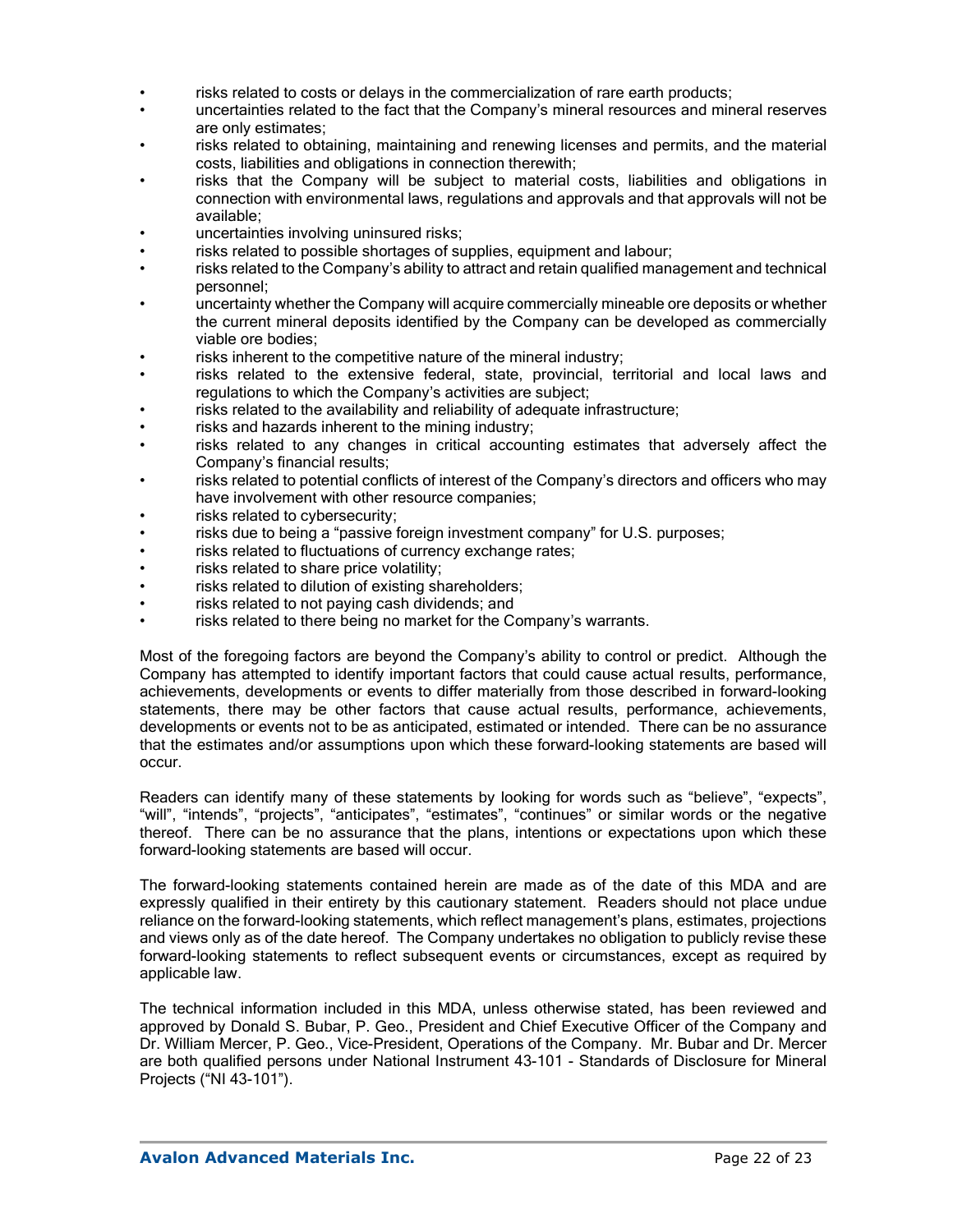- risks related to costs or delays in the commercialization of rare earth products;
- uncertainties related to the fact that the Company's mineral resources and mineral reserves are only estimates;
- risks related to obtaining, maintaining and renewing licenses and permits, and the material costs, liabilities and obligations in connection therewith;
- risks that the Company will be subject to material costs, liabilities and obligations in connection with environmental laws, regulations and approvals and that approvals will not be available;
- uncertainties involving uninsured risks;
- risks related to possible shortages of supplies, equipment and labour;
- risks related to the Company's ability to attract and retain qualified management and technical personnel;
- uncertainty whether the Company will acquire commercially mineable ore deposits or whether the current mineral deposits identified by the Company can be developed as commercially viable ore bodies;
- risks inherent to the competitive nature of the mineral industry;
- risks related to the extensive federal, state, provincial, territorial and local laws and regulations to which the Company's activities are subject;
- risks related to the availability and reliability of adequate infrastructure;
- risks and hazards inherent to the mining industry;
- risks related to any changes in critical accounting estimates that adversely affect the Company's financial results;
- risks related to potential conflicts of interest of the Company's directors and officers who may have involvement with other resource companies;
- risks related to cybersecurity;
- risks due to being a "passive foreign investment company" for U.S. purposes;
- risks related to fluctuations of currency exchange rates;
- risks related to share price volatility;
- risks related to dilution of existing shareholders;
- risks related to not paying cash dividends; and
- risks related to there being no market for the Company's warrants.

Most of the foregoing factors are beyond the Company's ability to control or predict. Although the Company has attempted to identify important factors that could cause actual results, performance, achievements, developments or events to differ materially from those described in forward-looking statements, there may be other factors that cause actual results, performance, achievements, developments or events not to be as anticipated, estimated or intended. There can be no assurance that the estimates and/or assumptions upon which these forward-looking statements are based will occur.

Readers can identify many of these statements by looking for words such as "believe", "expects", "will", "intends", "projects", "anticipates", "estimates", "continues" or similar words or the negative thereof. There can be no assurance that the plans, intentions or expectations upon which these forward-looking statements are based will occur.

The forward-looking statements contained herein are made as of the date of this MDA and are expressly qualified in their entirety by this cautionary statement. Readers should not place undue reliance on the forward-looking statements, which reflect management's plans, estimates, projections and views only as of the date hereof. The Company undertakes no obligation to publicly revise these forward-looking statements to reflect subsequent events or circumstances, except as required by applicable law.

The technical information included in this MDA, unless otherwise stated, has been reviewed and approved by Donald S. Bubar, P. Geo., President and Chief Executive Officer of the Company and Dr. William Mercer, P. Geo., Vice-President, Operations of the Company. Mr. Bubar and Dr. Mercer are both qualified persons under National Instrument 43-101 - Standards of Disclosure for Mineral Projects ("NI 43-101").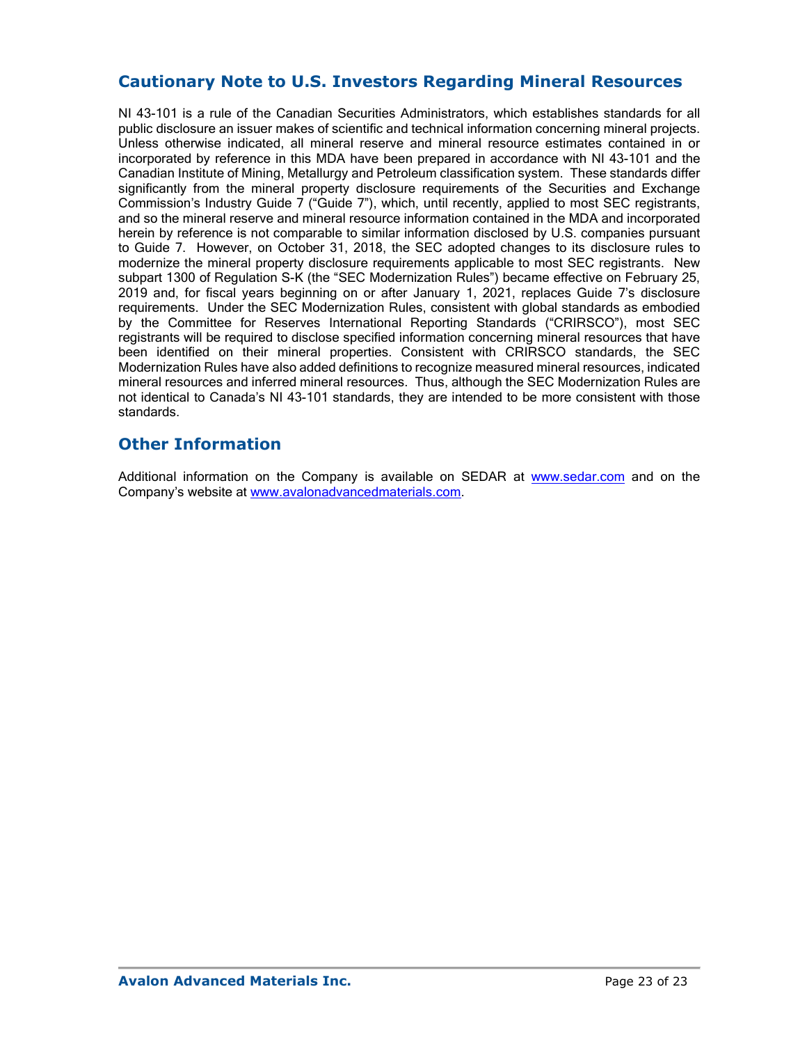## Cautionary Note to U.S. Investors Regarding Mineral Resources

NI 43-101 is a rule of the Canadian Securities Administrators, which establishes standards for all public disclosure an issuer makes of scientific and technical information concerning mineral projects. Unless otherwise indicated, all mineral reserve and mineral resource estimates contained in or incorporated by reference in this MDA have been prepared in accordance with NI 43-101 and the Canadian Institute of Mining, Metallurgy and Petroleum classification system. These standards differ significantly from the mineral property disclosure requirements of the Securities and Exchange Commission's Industry Guide 7 ("Guide 7"), which, until recently, applied to most SEC registrants, and so the mineral reserve and mineral resource information contained in the MDA and incorporated herein by reference is not comparable to similar information disclosed by U.S. companies pursuant to Guide 7. However, on October 31, 2018, the SEC adopted changes to its disclosure rules to modernize the mineral property disclosure requirements applicable to most SEC registrants. New subpart 1300 of Regulation S-K (the "SEC Modernization Rules") became effective on February 25, 2019 and, for fiscal years beginning on or after January 1, 2021, replaces Guide 7's disclosure requirements. Under the SEC Modernization Rules, consistent with global standards as embodied by the Committee for Reserves International Reporting Standards ("CRIRSCO"), most SEC registrants will be required to disclose specified information concerning mineral resources that have been identified on their mineral properties. Consistent with CRIRSCO standards, the SEC Modernization Rules have also added definitions to recognize measured mineral resources, indicated mineral resources and inferred mineral resources. Thus, although the SEC Modernization Rules are not identical to Canada's NI 43-101 standards, they are intended to be more consistent with those standards.

## Other Information

Additional information on the Company is available on SEDAR at [www.sedar.com](www.sedar.com) and on the Company's website at [www.avalonadvancedmaterials.com](www.avalonadvancedmaterials.com).